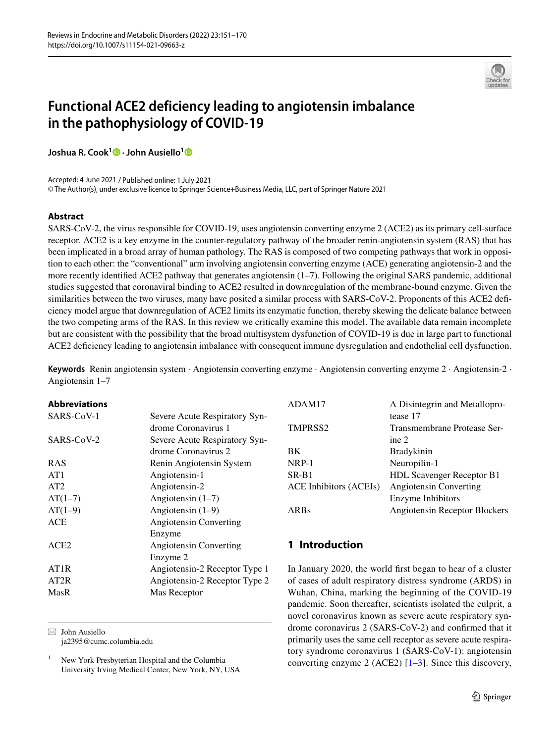# Functional ACE2 deficiency leading to angiotensin imbalance in the pathophysiology of COVID-19

**Joshua R. Cook**[1] · **John Ausiello**[1]

Accepted: 4 June 2021 / Published online: 1 July 2021
© The Author(s), under exclusive licence to Springer Science+Business Media, LLC, part of Springer Nature 2021

## Abstract

SARS-CoV-2, the virus responsible for COVID-19, uses angiotensin converting enzyme 2 (ACE2) as its primary cell-surface receptor. ACE2 is a key enzyme in the counter-regulatory pathway of the broader renin-angiotensin system (RAS) that has been implicated in a broad array of human pathology. The RAS is composed of two competing pathways that work in opposition to each other: the "conventional" arm involving angiotensin converting enzyme (ACE) generating angiotensin-2 and the more recently identified ACE2 pathway that generates angiotensin (1–7). Following the original SARS pandemic, additional studies suggested that coronaviral binding to ACE2 resulted in downregulation of the membrane-bound enzyme. Given the similarities between the two viruses, many have posited a similar process with SARS-CoV-2. Proponents of this ACE2 deficiency model argue that downregulation of ACE2 limits its enzymatic function, thereby skewing the delicate balance between the two competing arms of the RAS. In this review we critically examine this model. The available data remain incomplete but are consistent with the possibility that the broad multisystem dysfunction of COVID-19 is due in large part to functional ACE2 deficiency leading to angiotensin imbalance with consequent immune dysregulation and endothelial cell dysfunction.

**Keywords** Renin angiotensin system · Angiotensin converting enzyme · Angiotensin converting enzyme 2 · Angiotensin-2 · Angiotensin 1–7

### Abbreviations

| | |
|---|---|
| SARS-CoV-1 | Severe Acute Respiratory Syndrome Coronavirus 1 |
| SARS-CoV-2 | Severe Acute Respiratory Syndrome Coronavirus 2 |
| RAS | Renin Angiotensin System |
| AT1 | Angiotensin-1 |
| AT2 | Angiotensin-2 |
| AT(1–7) | Angiotensin (1–7) |
| AT(1–9) | Angiotensin (1–9) |
| ACE | Angiotensin Converting Enzyme |
| ACE2 | Angiotensin Converting Enzyme 2 |
| AT1R | Angiotensin-2 Receptor Type 1 |
| AT2R | Angiotensin-2 Receptor Type 2 |
| MasR | Mas Receptor |
| ADAM17 | A Disintegrin and Metalloprotease 17 |
| TMPRSS2 | Transmembrane Protease Serine 2 |
| BK | Bradykinin |
| NRP-1 | Neuropilin-1 |
| SR-B1 | HDL Scavenger Receptor B1 |
| ACE Inhibitors (ACEIs) | Angiotensin Converting Enzyme Inhibitors |
| ARBs | Angiotensin Receptor Blockers |

✉ John Ausiello
ja2395@cumc.columbia.edu

[1] New York-Presbyterian Hospital and the Columbia University Irving Medical Center, New York, NY, USA

## 1 Introduction

In January 2020, the world first began to hear of a cluster of cases of adult respiratory distress syndrome (ARDS) in Wuhan, China, marking the beginning of the COVID-19 pandemic. Soon thereafter, scientists isolated the culprit, a novel coronavirus known as severe acute respiratory syndrome coronavirus 2 (SARS-CoV-2) and confirmed that it primarily uses the same cell receptor as severe acute respiratory syndrome coronavirus 1 (SARS-CoV-1): angiotensin converting enzyme 2 (ACE2) [1–3]. Since this discovery,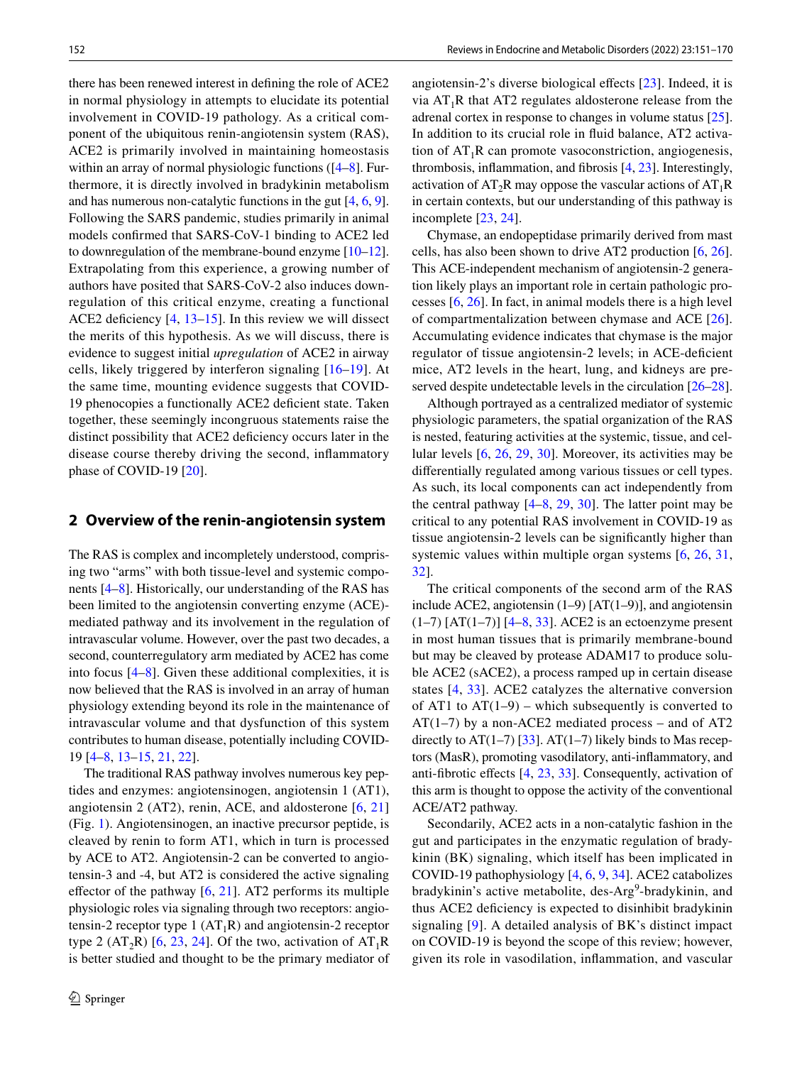there has been renewed interest in defining the role of ACE2 in normal physiology in attempts to elucidate its potential involvement in COVID-19 pathology. As a critical component of the ubiquitous renin-angiotensin system (RAS), ACE2 is primarily involved in maintaining homeostasis within an array of normal physiologic functions ([4–8]. Furthermore, it is directly involved in bradykinin metabolism and has numerous non-catalytic functions in the gut [4, 6, 9]. Following the SARS pandemic, studies primarily in animal models confirmed that SARS-CoV-1 binding to ACE2 led to downregulation of the membrane-bound enzyme [10–12]. Extrapolating from this experience, a growing number of authors have posited that SARS-CoV-2 also induces downregulation of this critical enzyme, creating a functional ACE2 deficiency [4, 13–15]. In this review we will dissect the merits of this hypothesis. As we will discuss, there is evidence to suggest initial *upregulation* of ACE2 in airway cells, likely triggered by interferon signaling [16–19]. At the same time, mounting evidence suggests that COVID-19 phenocopies a functionally ACE2 deficient state. Taken together, these seemingly incongruous statements raise the distinct possibility that ACE2 deficiency occurs later in the disease course thereby driving the second, inflammatory phase of COVID-19 [20].

## 2 Overview of the renin-angiotensin system

The RAS is complex and incompletely understood, comprising two "arms" with both tissue-level and systemic components [4–8]. Historically, our understanding of the RAS has been limited to the angiotensin converting enzyme (ACE)-mediated pathway and its involvement in the regulation of intravascular volume. However, over the past two decades, a second, counterregulatory arm mediated by ACE2 has come into focus [4–8]. Given these additional complexities, it is now believed that the RAS is involved in an array of human physiology extending beyond its role in the maintenance of intravascular volume and that dysfunction of this system contributes to human disease, potentially including COVID-19 [4–8, 13–15, 21, 22].

The traditional RAS pathway involves numerous key peptides and enzymes: angiotensinogen, angiotensin 1 (AT1), angiotensin 2 (AT2), renin, ACE, and aldosterone [6, 21] (Fig. 1). Angiotensinogen, an inactive precursor peptide, is cleaved by renin to form AT1, which in turn is processed by ACE to AT2. Angiotensin-2 can be converted to angiotensin-3 and -4, but AT2 is considered the active signaling effector of the pathway [6, 21]. AT2 performs its multiple physiologic roles via signaling through two receptors: angiotensin-2 receptor type 1 ($AT_1R$) and angiotensin-2 receptor type 2 ($AT_2R$) [6, 23, 24]. Of the two, activation of $AT_1R$ is better studied and thought to be the primary mediator of angiotensin-2's diverse biological effects [23]. Indeed, it is via $AT_1R$ that AT2 regulates aldosterone release from the adrenal cortex in response to changes in volume status [25]. In addition to its crucial role in fluid balance, AT2 activation of $AT_1R$ can promote vasoconstriction, angiogenesis, thrombosis, inflammation, and fibrosis [4, 23]. Interestingly, activation of $AT_2R$ may oppose the vascular actions of $AT_1R$ in certain contexts, but our understanding of this pathway is incomplete [23, 24].

Chymase, an endopeptidase primarily derived from mast cells, has also been shown to drive AT2 production [6, 26]. This ACE-independent mechanism of angiotensin-2 generation likely plays an important role in certain pathologic processes [6, 26]. In fact, in animal models there is a high level of compartmentalization between chymase and ACE [26]. Accumulating evidence indicates that chymase is the major regulator of tissue angiotensin-2 levels; in ACE-deficient mice, AT2 levels in the heart, lung, and kidneys are preserved despite undetectable levels in the circulation [26–28].

Although portrayed as a centralized mediator of systemic physiologic parameters, the spatial organization of the RAS is nested, featuring activities at the systemic, tissue, and cellular levels [6, 26, 29, 30]. Moreover, its activities may be differentially regulated among various tissues or cell types. As such, its local components can act independently from the central pathway [4–8, 29, 30]. The latter point may be critical to any potential RAS involvement in COVID-19 as tissue angiotensin-2 levels can be significantly higher than systemic values within multiple organ systems [6, 26, 31, 32].

The critical components of the second arm of the RAS include ACE2, angiotensin (1–9) [AT(1–9)], and angiotensin (1–7) [AT(1–7)] [4–8, 33]. ACE2 is an ectoenzyme present in most human tissues that is primarily membrane-bound but may be cleaved by protease ADAM17 to produce soluble ACE2 (sACE2), a process ramped up in certain disease states [4, 33]. ACE2 catalyzes the alternative conversion of AT1 to AT(1–9) – which subsequently is converted to AT(1–7) by a non-ACE2 mediated process – and of AT2 directly to AT(1–7) [33]. AT(1–7) likely binds to Mas receptors (MasR), promoting vasodilatory, anti-inflammatory, and anti-fibrotic effects [4, 23, 33]. Consequently, activation of this arm is thought to oppose the activity of the conventional ACE/AT2 pathway.

Secondarily, ACE2 acts in a non-catalytic fashion in the gut and participates in the enzymatic regulation of bradykinin (BK) signaling, which itself has been implicated in COVID-19 pathophysiology [4, 6, 9, 34]. ACE2 catabolizes bradykinin's active metabolite, des-$Arg^9$-bradykinin, and thus ACE2 deficiency is expected to disinhibit bradykinin signaling [9]. A detailed analysis of BK's distinct impact on COVID-19 is beyond the scope of this review; however, given its role in vasodilation, inflammation, and vascular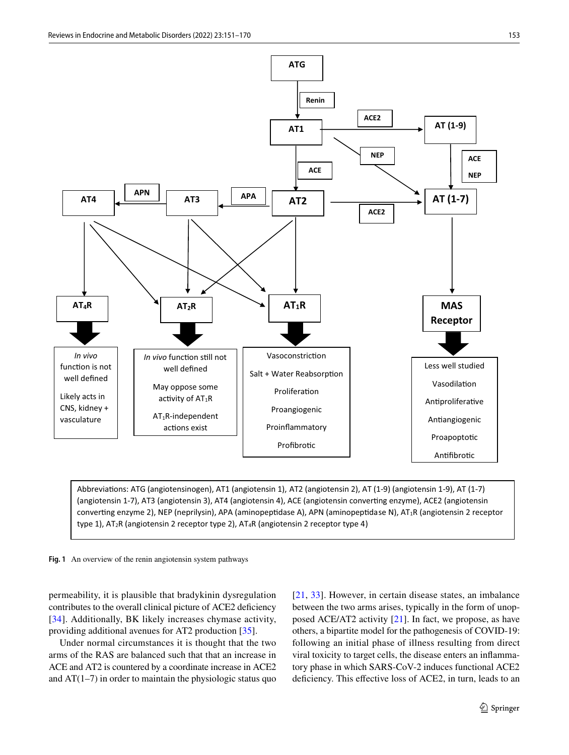Abbreviations: ATG (angiotensinogen), AT1 (angiotensin 1), AT2 (angiotensin 2), AT (1-9) (angiotensin 1-9), AT (1-7) (angiotensin 1-7), AT3 (angiotensin 3), AT4 (angiotensin 4), ACE (angiotensin converting enzyme), ACE2 (angiotensin converting enzyme 2), NEP (neprilysin), APA (aminopeptidase A), APN (aminopeptidase N), $AT_1R$ (angiotensin 2 receptor type 1), $AT_2R$ (angiotensin 2 receptor type 2), $AT_4R$ (angiotensin 2 receptor type 4)

**Fig. 1** An overview of the renin angiotensin system pathways

permeability, it is plausible that bradykinin dysregulation contributes to the overall clinical picture of ACE2 deficiency [34]. Additionally, BK likely increases chymase activity, providing additional avenues for AT2 production [35].

Under normal circumstances it is thought that the two arms of the RAS are balanced such that that an increase in ACE and AT2 is countered by a coordinate increase in ACE2 and AT(1–7) in order to maintain the physiologic status quo [21, 33]. However, in certain disease states, an imbalance between the two arms arises, typically in the form of unopposed ACE/AT2 activity [21]. In fact, we propose, as have others, a bipartite model for the pathogenesis of COVID-19: following an initial phase of illness resulting from direct viral toxicity to target cells, the disease enters an inflammatory phase in which SARS-CoV-2 induces functional ACE2 deficiency. This effective loss of ACE2, in turn, leads to an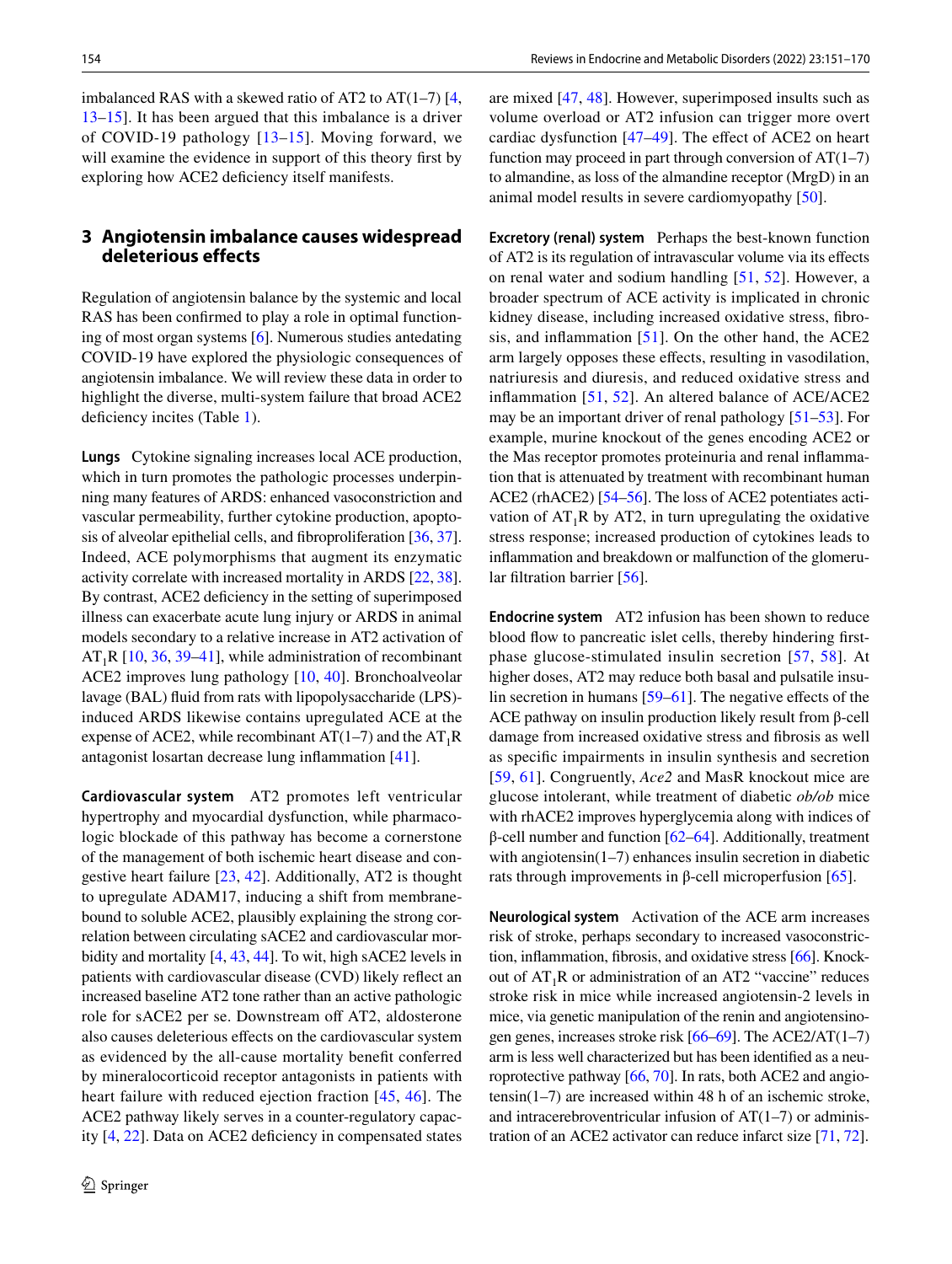imbalanced RAS with a skewed ratio of AT2 to AT(1–7) [4, 13–15]. It has been argued that this imbalance is a driver of COVID-19 pathology [13–15]. Moving forward, we will examine the evidence in support of this theory first by exploring how ACE2 deficiency itself manifests.

## 3 Angiotensin imbalance causes widespread deleterious effects

Regulation of angiotensin balance by the systemic and local RAS has been confirmed to play a role in optimal functioning of most organ systems [6]. Numerous studies antedating COVID-19 have explored the physiologic consequences of angiotensin imbalance. We will review these data in order to highlight the diverse, multi-system failure that broad ACE2 deficiency incites (Table 1).

**Lungs** Cytokine signaling increases local ACE production, which in turn promotes the pathologic processes underpinning many features of ARDS: enhanced vasoconstriction and vascular permeability, further cytokine production, apoptosis of alveolar epithelial cells, and fibroproliferation [36, 37]. Indeed, ACE polymorphisms that augment its enzymatic activity correlate with increased mortality in ARDS [22, 38]. By contrast, ACE2 deficiency in the setting of superimposed illness can exacerbate acute lung injury or ARDS in animal models secondary to a relative increase in AT2 activation of $AT_1R$ [10, 36, 39–41], while administration of recombinant ACE2 improves lung pathology [10, 40]. Bronchoalveolar lavage (BAL) fluid from rats with lipopolysaccharide (LPS)-induced ARDS likewise contains upregulated ACE at the expense of ACE2, while recombinant AT(1–7) and the $AT_1R$ antagonist losartan decrease lung inflammation [41].

**Cardiovascular system** AT2 promotes left ventricular hypertrophy and myocardial dysfunction, while pharmacologic blockade of this pathway has become a cornerstone of the management of both ischemic heart disease and congestive heart failure [23, 42]. Additionally, AT2 is thought to upregulate ADAM17, inducing a shift from membrane-bound to soluble ACE2, plausibly explaining the strong correlation between circulating sACE2 and cardiovascular morbidity and mortality [4, 43, 44]. To wit, high sACE2 levels in patients with cardiovascular disease (CVD) likely reflect an increased baseline AT2 tone rather than an active pathologic role for sACE2 per se. Downstream off AT2, aldosterone also causes deleterious effects on the cardiovascular system as evidenced by the all-cause mortality benefit conferred by mineralocorticoid receptor antagonists in patients with heart failure with reduced ejection fraction [45, 46]. The ACE2 pathway likely serves in a counter-regulatory capacity [4, 22]. Data on ACE2 deficiency in compensated states are mixed [47, 48]. However, superimposed insults such as volume overload or AT2 infusion can trigger more overt cardiac dysfunction [47–49]. The effect of ACE2 on heart function may proceed in part through conversion of AT(1–7) to almandine, as loss of the almandine receptor (MrgD) in an animal model results in severe cardiomyopathy [50].

**Excretory (renal) system** Perhaps the best-known function of AT2 is its regulation of intravascular volume via its effects on renal water and sodium handling [51, 52]. However, a broader spectrum of ACE activity is implicated in chronic kidney disease, including increased oxidative stress, fibrosis, and inflammation [51]. On the other hand, the ACE2 arm largely opposes these effects, resulting in vasodilation, natriuresis and diuresis, and reduced oxidative stress and inflammation [51, 52]. An altered balance of ACE/ACE2 may be an important driver of renal pathology [51–53]. For example, murine knockout of the genes encoding ACE2 or the Mas receptor promotes proteinuria and renal inflammation that is attenuated by treatment with recombinant human ACE2 (rhACE2) [54–56]. The loss of ACE2 potentiates activation of $AT_1R$ by AT2, in turn upregulating the oxidative stress response; increased production of cytokines leads to inflammation and breakdown or malfunction of the glomerular filtration barrier [56].

**Endocrine system** AT2 infusion has been shown to reduce blood flow to pancreatic islet cells, thereby hindering first-phase glucose-stimulated insulin secretion [57, 58]. At higher doses, AT2 may reduce both basal and pulsatile insulin secretion in humans [59–61]. The negative effects of the ACE pathway on insulin production likely result from β-cell damage from increased oxidative stress and fibrosis as well as specific impairments in insulin synthesis and secretion [59, 61]. Congruently, *Ace2* and MasR knockout mice are glucose intolerant, while treatment of diabetic *ob/ob* mice with rhACE2 improves hyperglycemia along with indices of β-cell number and function [62–64]. Additionally, treatment with angiotensin(1–7) enhances insulin secretion in diabetic rats through improvements in β-cell microperfusion [65].

**Neurological system** Activation of the ACE arm increases risk of stroke, perhaps secondary to increased vasoconstriction, inflammation, fibrosis, and oxidative stress [66]. Knockout of $AT_1R$ or administration of an AT2 "vaccine" reduces stroke risk in mice while increased angiotensin-2 levels in mice, via genetic manipulation of the renin and angiotensinogen genes, increases stroke risk [66–69]. The ACE2/AT(1–7) arm is less well characterized but has been identified as a neuroprotective pathway [66, 70]. In rats, both ACE2 and angiotensin(1–7) are increased within 48 h of an ischemic stroke, and intracerebroventricular infusion of AT(1–7) or administration of an ACE2 activator can reduce infarct size [71, 72].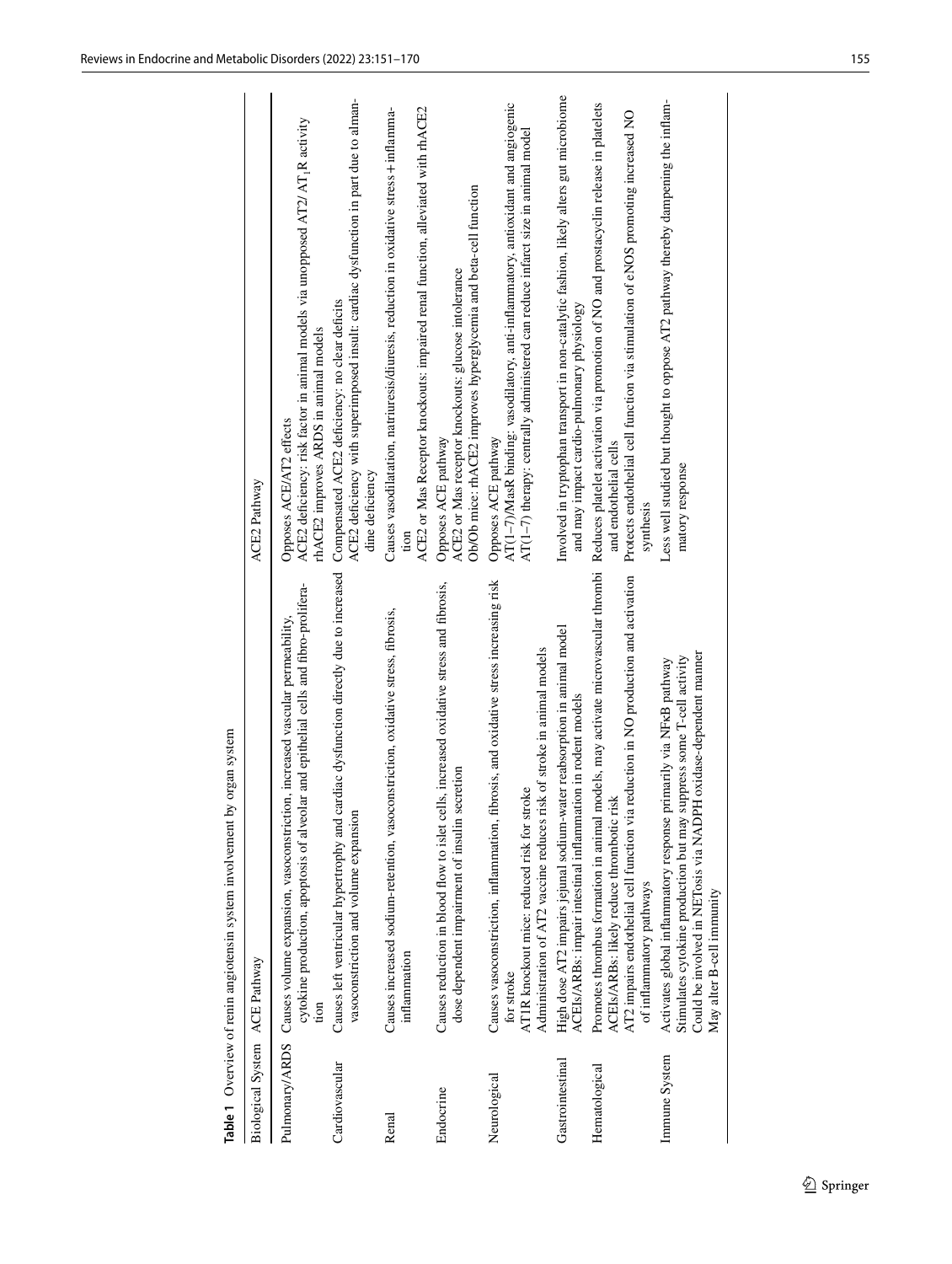**Table 1** Overview of renin angiotensin system involvement by organ system

| Biological System | ACE Pathway | ACE2 Pathway |
|---|---|---|
| Pulmonary/ARDS | Causes volume expansion, vasoconstriction, increased vascular permeability, cytokine production, apoptosis of alveolar and epithelial cells and fibro-proliferation | Opposes ACE/AT2 effects<br>ACE2 deficiency: risk factor in animal models via unopposed AT2/ $AT_1R$ activity<br>rhACE2 improves ARDS in animal models |
| Cardiovascular | Causes left ventricular hypertrophy and cardiac dysfunction directly due to increased vasoconstriction and volume expansion | Compensated ACE2 deficiency: no clear deficits<br>ACE2 deficiency with superimposed insult: cardiac dysfunction in part due to almandine deficiency |
| Renal | Causes increased sodium-retention, vasoconstriction, oxidative stress, fibrosis, inflammation | Causes vasodilatation, natriuresis/diuresis, reduction in oxidative stress + inflammation<br>ACE2 or Mas Receptor knockouts: impaired renal function, alleviated with rhACE2 |
| Endocrine | Causes reduction in blood flow to islet cells, increased oxidative stress and fibrosis, dose dependent impairment of insulin secretion | Opposes ACE pathway<br>ACE2 or Mas receptor knockouts: glucose intolerance<br>Ob/Ob mice: rhACE2 improves hyperglycemia and beta-cell function |
| Neurological | Causes vasoconstriction, inflammation, fibrosis, and oxidative stress increasing risk for stroke<br>AT1R knockout mice: reduced risk for stroke<br>Administration of AT2 vaccine reduces risk of stroke in animal models | Opposes ACE pathway<br>AT(1–7)/MasR binding: vasodilatory, anti-inflammatory, antioxidant and angiogenic<br>AT(1–7) therapy: centrally administered can reduce infarct size in animal model |
| Gastrointestinal | High dose AT2 impairs jejunal sodium-water reabsorption in animal model<br>ACEIs/ARBs: impair intestinal inflammation in rodent models | Involved in tryptophan transport in non-catalytic fashion, likely alters gut microbiome and may impact cardio-pulmonary physiology |
| Hematological | Promotes thrombus formation in animal models, may activate microvascular thrombi<br>ACEIs/ARBs: likely reduce thrombotic risk<br>AT2 impairs endothelial cell function via reduction in NO production and activation of inflammatory pathways | Reduces platelet activation via promotion of NO and prostacyclin release in platelets and endothelial cells<br>Protects endothelial cell function via stimulation of eNOS promoting increased NO synthesis |
| Immune System | Activates global inflammatory response primarily via NFκB pathway<br>Stimulates cytokine production but may suppress some T-cell activity<br>Could be involved in NETosis via NADPH oxidase-dependent manner<br>May alter B-cell immunity | Less well studied but thought to oppose AT2 pathway thereby dampening the inflammatory response |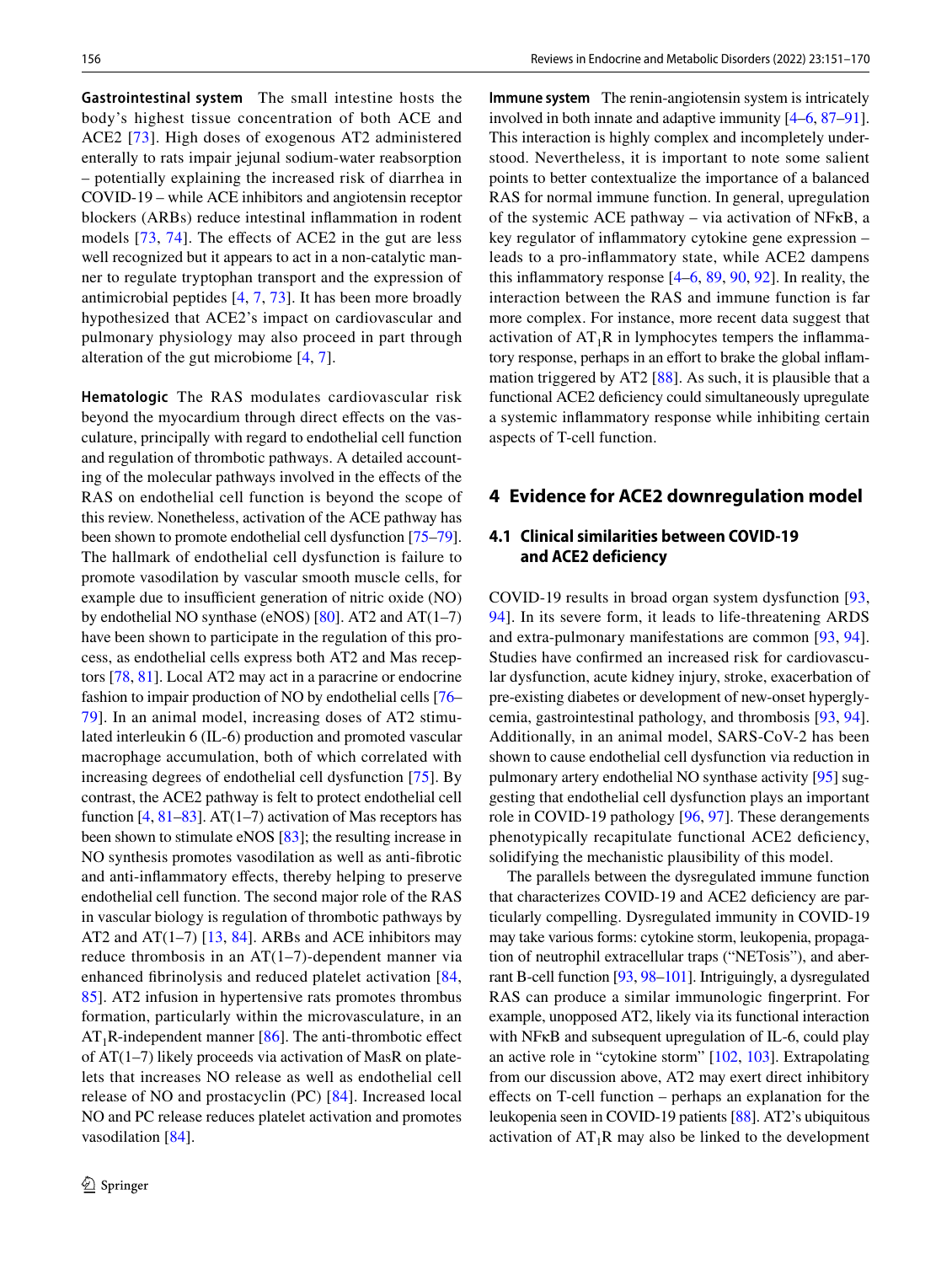**Gastrointestinal system** The small intestine hosts the body's highest tissue concentration of both ACE and ACE2 [73]. High doses of exogenous AT2 administered enterally to rats impair jejunal sodium-water reabsorption – potentially explaining the increased risk of diarrhea in COVID-19 – while ACE inhibitors and angiotensin receptor blockers (ARBs) reduce intestinal inflammation in rodent models [73, 74]. The effects of ACE2 in the gut are less well recognized but it appears to act in a non-catalytic manner to regulate tryptophan transport and the expression of antimicrobial peptides [4, 7, 73]. It has been more broadly hypothesized that ACE2's impact on cardiovascular and pulmonary physiology may also proceed in part through alteration of the gut microbiome [4, 7].

**Hematologic** The RAS modulates cardiovascular risk beyond the myocardium through direct effects on the vasculature, principally with regard to endothelial cell function and regulation of thrombotic pathways. A detailed accounting of the molecular pathways involved in the effects of the RAS on endothelial cell function is beyond the scope of this review. Nonetheless, activation of the ACE pathway has been shown to promote endothelial cell dysfunction [75–79]. The hallmark of endothelial cell dysfunction is failure to promote vasodilation by vascular smooth muscle cells, for example due to insufficient generation of nitric oxide (NO) by endothelial NO synthase (eNOS) [80]. AT2 and AT(1–7) have been shown to participate in the regulation of this process, as endothelial cells express both AT2 and Mas receptors [78, 81]. Local AT2 may act in a paracrine or endocrine fashion to impair production of NO by endothelial cells [76–79]. In an animal model, increasing doses of AT2 stimulated interleukin 6 (IL-6) production and promoted vascular macrophage accumulation, both of which correlated with increasing degrees of endothelial cell dysfunction [75]. By contrast, the ACE2 pathway is felt to protect endothelial cell function [4, 81–83]. AT(1–7) activation of Mas receptors has been shown to stimulate eNOS [83]; the resulting increase in NO synthesis promotes vasodilation as well as anti-fibrotic and anti-inflammatory effects, thereby helping to preserve endothelial cell function. The second major role of the RAS in vascular biology is regulation of thrombotic pathways by AT2 and AT(1–7) [13, 84]. ARBs and ACE inhibitors may reduce thrombosis in an AT(1–7)-dependent manner via enhanced fibrinolysis and reduced platelet activation [84, 85]. AT2 infusion in hypertensive rats promotes thrombus formation, particularly within the microvasculature, in an $AT_1R$-independent manner [86]. The anti-thrombotic effect of AT(1–7) likely proceeds via activation of MasR on platelets that increases NO release as well as endothelial cell release of NO and prostacyclin (PC) [84]. Increased local NO and PC release reduces platelet activation and promotes vasodilation [84].

**Immune system** The renin-angiotensin system is intricately involved in both innate and adaptive immunity [4–6, 87–91]. This interaction is highly complex and incompletely understood. Nevertheless, it is important to note some salient points to better contextualize the importance of a balanced RAS for normal immune function. In general, upregulation of the systemic ACE pathway – via activation of NFκB, a key regulator of inflammatory cytokine gene expression – leads to a pro-inflammatory state, while ACE2 dampens this inflammatory response [4–6, 89, 90, 92]. In reality, the interaction between the RAS and immune function is far more complex. For instance, more recent data suggest that activation of $AT_1R$ in lymphocytes tempers the inflammatory response, perhaps in an effort to brake the global inflammation triggered by AT2 [88]. As such, it is plausible that a functional ACE2 deficiency could simultaneously upregulate a systemic inflammatory response while inhibiting certain aspects of T-cell function.

## 4 Evidence for ACE2 downregulation model

### 4.1 Clinical similarities between COVID-19 and ACE2 deficiency

COVID-19 results in broad organ system dysfunction [93, 94]. In its severe form, it leads to life-threatening ARDS and extra-pulmonary manifestations are common [93, 94]. Studies have confirmed an increased risk for cardiovascular dysfunction, acute kidney injury, stroke, exacerbation of pre-existing diabetes or development of new-onset hyperglycemia, gastrointestinal pathology, and thrombosis [93, 94]. Additionally, in an animal model, SARS-CoV-2 has been shown to cause endothelial cell dysfunction via reduction in pulmonary artery endothelial NO synthase activity [95] suggesting that endothelial cell dysfunction plays an important role in COVID-19 pathology [96, 97]. These derangements phenotypically recapitulate functional ACE2 deficiency, solidifying the mechanistic plausibility of this model.

The parallels between the dysregulated immune function that characterizes COVID-19 and ACE2 deficiency are particularly compelling. Dysregulated immunity in COVID-19 may take various forms: cytokine storm, leukopenia, propagation of neutrophil extracellular traps ("NETosis"), and aberrant B-cell function [93, 98–101]. Intriguingly, a dysregulated RAS can produce a similar immunologic fingerprint. For example, unopposed AT2, likely via its functional interaction with NFκB and subsequent upregulation of IL-6, could play an active role in "cytokine storm" [102, 103]. Extrapolating from our discussion above, AT2 may exert direct inhibitory effects on T-cell function – perhaps an explanation for the leukopenia seen in COVID-19 patients [88]. AT2's ubiquitous activation of $AT_1R$ may also be linked to the development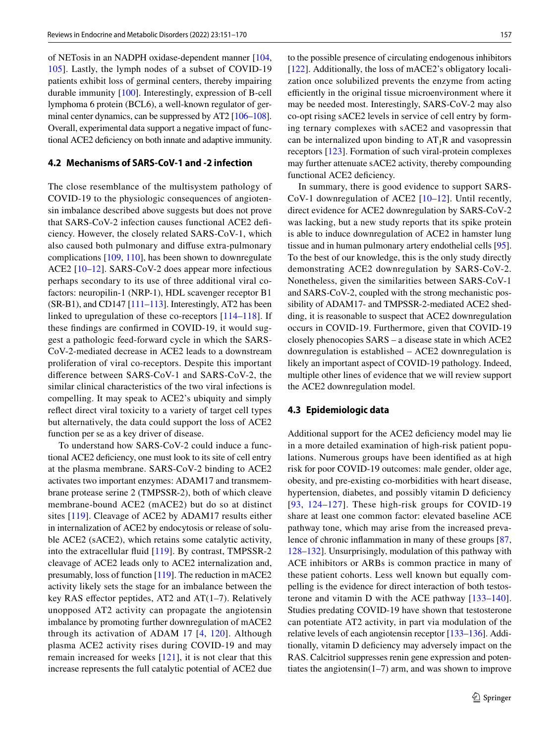of NETosis in an NADPH oxidase-dependent manner [104, 105]. Lastly, the lymph nodes of a subset of COVID-19 patients exhibit loss of germinal centers, thereby impairing durable immunity [100]. Interestingly, expression of B-cell lymphoma 6 protein (BCL6), a well-known regulator of germinal center dynamics, can be suppressed by AT2 [106–108]. Overall, experimental data support a negative impact of functional ACE2 deficiency on both innate and adaptive immunity.

### 4.2 Mechanisms of SARS-CoV-1 and -2 infection

The close resemblance of the multisystem pathology of COVID-19 to the physiologic consequences of angiotensin imbalance described above suggests but does not prove that SARS-CoV-2 infection causes functional ACE2 deficiency. However, the closely related SARS-CoV-1, which also caused both pulmonary and diffuse extra-pulmonary complications [109, 110], has been shown to downregulate ACE2 [10–12]. SARS-CoV-2 does appear more infectious perhaps secondary to its use of three additional viral co-factors: neuropilin-1 (NRP-1), HDL scavenger receptor B1 (SR-B1), and CD147 [111–113]. Interestingly, AT2 has been linked to upregulation of these co-receptors [114–118]. If these findings are confirmed in COVID-19, it would suggest a pathologic feed-forward cycle in which the SARS-CoV-2-mediated decrease in ACE2 leads to a downstream proliferation of viral co-receptors. Despite this important difference between SARS-CoV-1 and SARS-CoV-2, the similar clinical characteristics of the two viral infections is compelling. It may speak to ACE2's ubiquity and simply reflect direct viral toxicity to a variety of target cell types but alternatively, the data could support the loss of ACE2 function per se as a key driver of disease.

To understand how SARS-CoV-2 could induce a functional ACE2 deficiency, one must look to its site of cell entry at the plasma membrane. SARS-CoV-2 binding to ACE2 activates two important enzymes: ADAM17 and transmembrane protease serine 2 (TMPSSR-2), both of which cleave membrane-bound ACE2 (mACE2) but do so at distinct sites [119]. Cleavage of ACE2 by ADAM17 results either in internalization of ACE2 by endocytosis or release of soluble ACE2 (sACE2), which retains some catalytic activity, into the extracellular fluid [119]. By contrast, TMPSSR-2 cleavage of ACE2 leads only to ACE2 internalization and, presumably, loss of function [119]. The reduction in mACE2 activity likely sets the stage for an imbalance between the key RAS effector peptides, AT2 and AT(1–7). Relatively unopposed AT2 activity can propagate the angiotensin imbalance by promoting further downregulation of mACE2 through its activation of ADAM 17 [4, 120]. Although plasma ACE2 activity rises during COVID-19 and may remain increased for weeks [121], it is not clear that this increase represents the full catalytic potential of ACE2 due to the possible presence of circulating endogenous inhibitors [122]. Additionally, the loss of mACE2's obligatory localization once solubilized prevents the enzyme from acting efficiently in the original tissue microenvironment where it may be needed most. Interestingly, SARS-CoV-2 may also co-opt rising sACE2 levels in service of cell entry by forming ternary complexes with sACE2 and vasopressin that can be internalized upon binding to $AT_1R$ and vasopressin receptors [123]. Formation of such viral-protein complexes may further attenuate sACE2 activity, thereby compounding functional ACE2 deficiency.

In summary, there is good evidence to support SARS-CoV-1 downregulation of ACE2 [10–12]. Until recently, direct evidence for ACE2 downregulation by SARS-CoV-2 was lacking, but a new study reports that its spike protein is able to induce downregulation of ACE2 in hamster lung tissue and in human pulmonary artery endothelial cells [95]. To the best of our knowledge, this is the only study directly demonstrating ACE2 downregulation by SARS-CoV-2. Nonetheless, given the similarities between SARS-CoV-1 and SARS-CoV-2, coupled with the strong mechanistic possibility of ADAM17- and TMPSSR-2-mediated ACE2 shedding, it is reasonable to suspect that ACE2 downregulation occurs in COVID-19. Furthermore, given that COVID-19 closely phenocopies SARS – a disease state in which ACE2 downregulation is established – ACE2 downregulation is likely an important aspect of COVID-19 pathology. Indeed, multiple other lines of evidence that we will review support the ACE2 downregulation model.

### 4.3 Epidemiologic data

Additional support for the ACE2 deficiency model may lie in a more detailed examination of high-risk patient populations. Numerous groups have been identified as at high risk for poor COVID-19 outcomes: male gender, older age, obesity, and pre-existing co-morbidities with heart disease, hypertension, diabetes, and possibly vitamin D deficiency [93, 124–127]. These high-risk groups for COVID-19 share at least one common factor: elevated baseline ACE pathway tone, which may arise from the increased prevalence of chronic inflammation in many of these groups [87, 128–132]. Unsurprisingly, modulation of this pathway with ACE inhibitors or ARBs is common practice in many of these patient cohorts. Less well known but equally compelling is the evidence for direct interaction of both testosterone and vitamin D with the ACE pathway [133–140]. Studies predating COVID-19 have shown that testosterone can potentiate AT2 activity, in part via modulation of the relative levels of each angiotensin receptor [133–136]. Additionally, vitamin D deficiency may adversely impact on the RAS. Calcitriol suppresses renin gene expression and potentiates the angiotensin(1–7) arm, and was shown to improve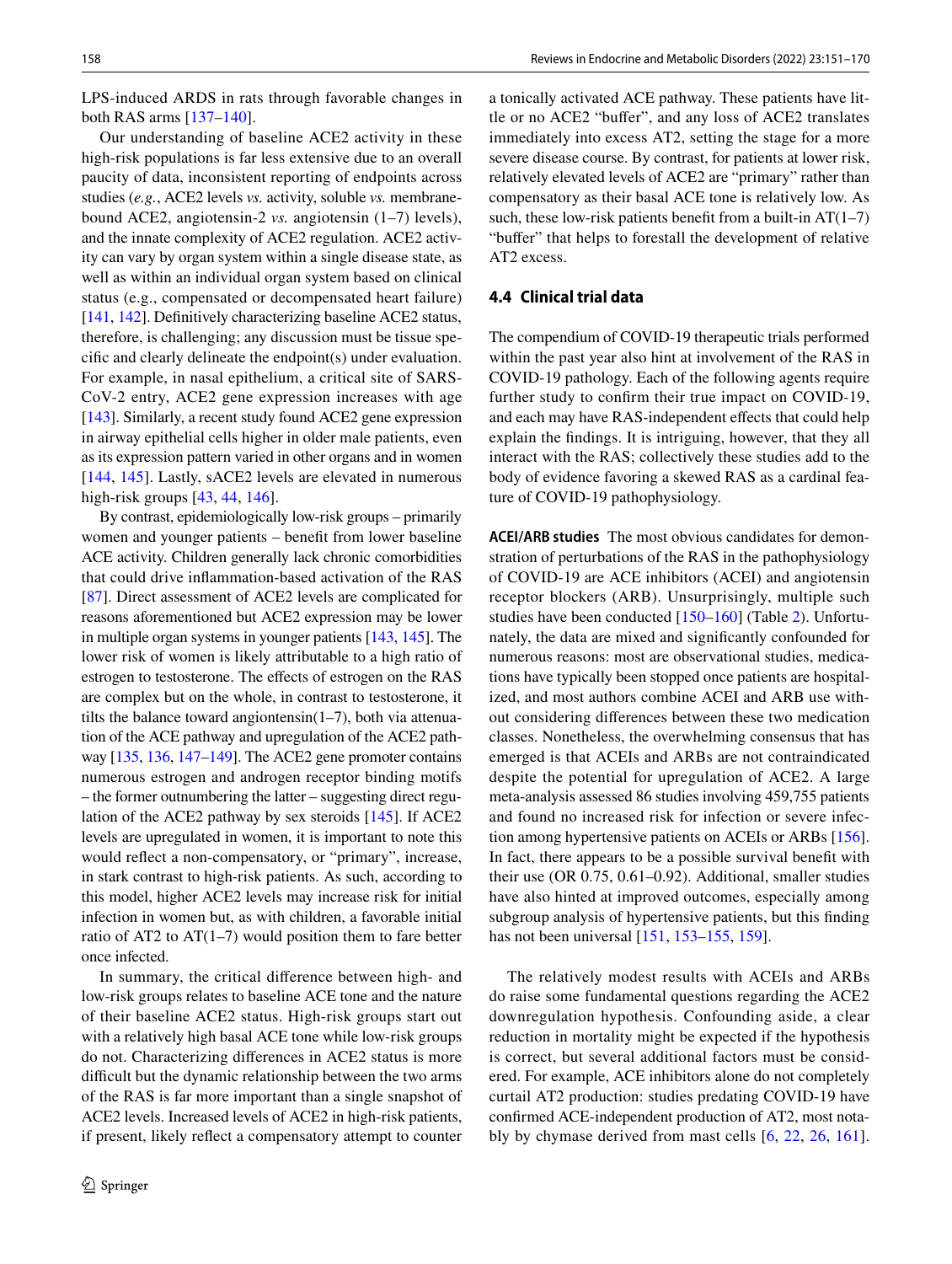LPS-induced ARDS in rats through favorable changes in both RAS arms [137–140].

Our understanding of baseline ACE2 activity in these high-risk populations is far less extensive due to an overall paucity of data, inconsistent reporting of endpoints across studies (*e.g.*, ACE2 levels *vs.* activity, soluble *vs.* membrane-bound ACE2, angiotensin-2 *vs.* angiotensin (1–7) levels), and the innate complexity of ACE2 regulation. ACE2 activity can vary by organ system within a single disease state, as well as within an individual organ system based on clinical status (e.g., compensated or decompensated heart failure) [141, 142]. Definitively characterizing baseline ACE2 status, therefore, is challenging; any discussion must be tissue specific and clearly delineate the endpoint(s) under evaluation. For example, in nasal epithelium, a critical site of SARS-CoV-2 entry, ACE2 gene expression increases with age [143]. Similarly, a recent study found ACE2 gene expression in airway epithelial cells higher in older male patients, even as its expression pattern varied in other organs and in women [144, 145]. Lastly, sACE2 levels are elevated in numerous high-risk groups [43, 44, 146].

By contrast, epidemiologically low-risk groups – primarily women and younger patients – benefit from lower baseline ACE activity. Children generally lack chronic comorbidities that could drive inflammation-based activation of the RAS [87]. Direct assessment of ACE2 levels are complicated for reasons aforementioned but ACE2 expression may be lower in multiple organ systems in younger patients [143, 145]. The lower risk of women is likely attributable to a high ratio of estrogen to testosterone. The effects of estrogen on the RAS are complex but on the whole, in contrast to testosterone, it tilts the balance toward angiontensin(1–7), both via attenuation of the ACE pathway and upregulation of the ACE2 pathway [135, 136, 147–149]. The ACE2 gene promoter contains numerous estrogen and androgen receptor binding motifs – the former outnumbering the latter – suggesting direct regulation of the ACE2 pathway by sex steroids [145]. If ACE2 levels are upregulated in women, it is important to note this would reflect a non-compensatory, or "primary", increase, in stark contrast to high-risk patients. As such, according to this model, higher ACE2 levels may increase risk for initial infection in women but, as with children, a favorable initial ratio of AT2 to AT(1–7) would position them to fare better once infected.

In summary, the critical difference between high- and low-risk groups relates to baseline ACE tone and the nature of their baseline ACE2 status. High-risk groups start out with a relatively high basal ACE tone while low-risk groups do not. Characterizing differences in ACE2 status is more difficult but the dynamic relationship between the two arms of the RAS is far more important than a single snapshot of ACE2 levels. Increased levels of ACE2 in high-risk patients, if present, likely reflect a compensatory attempt to counter a tonically activated ACE pathway. These patients have little or no ACE2 "buffer", and any loss of ACE2 translates immediately into excess AT2, setting the stage for a more severe disease course. By contrast, for patients at lower risk, relatively elevated levels of ACE2 are "primary" rather than compensatory as their basal ACE tone is relatively low. As such, these low-risk patients benefit from a built-in AT(1–7) "buffer" that helps to forestall the development of relative AT2 excess.

### 4.4 Clinical trial data

The compendium of COVID-19 therapeutic trials performed within the past year also hint at involvement of the RAS in COVID-19 pathology. Each of the following agents require further study to confirm their true impact on COVID-19, and each may have RAS-independent effects that could help explain the findings. It is intriguing, however, that they all interact with the RAS; collectively these studies add to the body of evidence favoring a skewed RAS as a cardinal feature of COVID-19 pathophysiology.

**ACEI/ARB studies** The most obvious candidates for demonstration of perturbations of the RAS in the pathophysiology of COVID-19 are ACE inhibitors (ACEI) and angiotensin receptor blockers (ARB). Unsurprisingly, multiple such studies have been conducted [150–160] (Table 2). Unfortunately, the data are mixed and significantly confounded for numerous reasons: most are observational studies, medications have typically been stopped once patients are hospitalized, and most authors combine ACEI and ARB use without considering differences between these two medication classes. Nonetheless, the overwhelming consensus that has emerged is that ACEIs and ARBs are not contraindicated despite the potential for upregulation of ACE2. A large meta-analysis assessed 86 studies involving 459,755 patients and found no increased risk for infection or severe infection among hypertensive patients on ACEIs or ARBs [156]. In fact, there appears to be a possible survival benefit with their use (OR 0.75, 0.61–0.92). Additional, smaller studies have also hinted at improved outcomes, especially among subgroup analysis of hypertensive patients, but this finding has not been universal [151, 153–155, 159].

The relatively modest results with ACEIs and ARBs do raise some fundamental questions regarding the ACE2 downregulation hypothesis. Confounding aside, a clear reduction in mortality might be expected if the hypothesis is correct, but several additional factors must be considered. For example, ACE inhibitors alone do not completely curtail AT2 production: studies predating COVID-19 have confirmed ACE-independent production of AT2, most notably by chymase derived from mast cells [6, 22, 26, 161].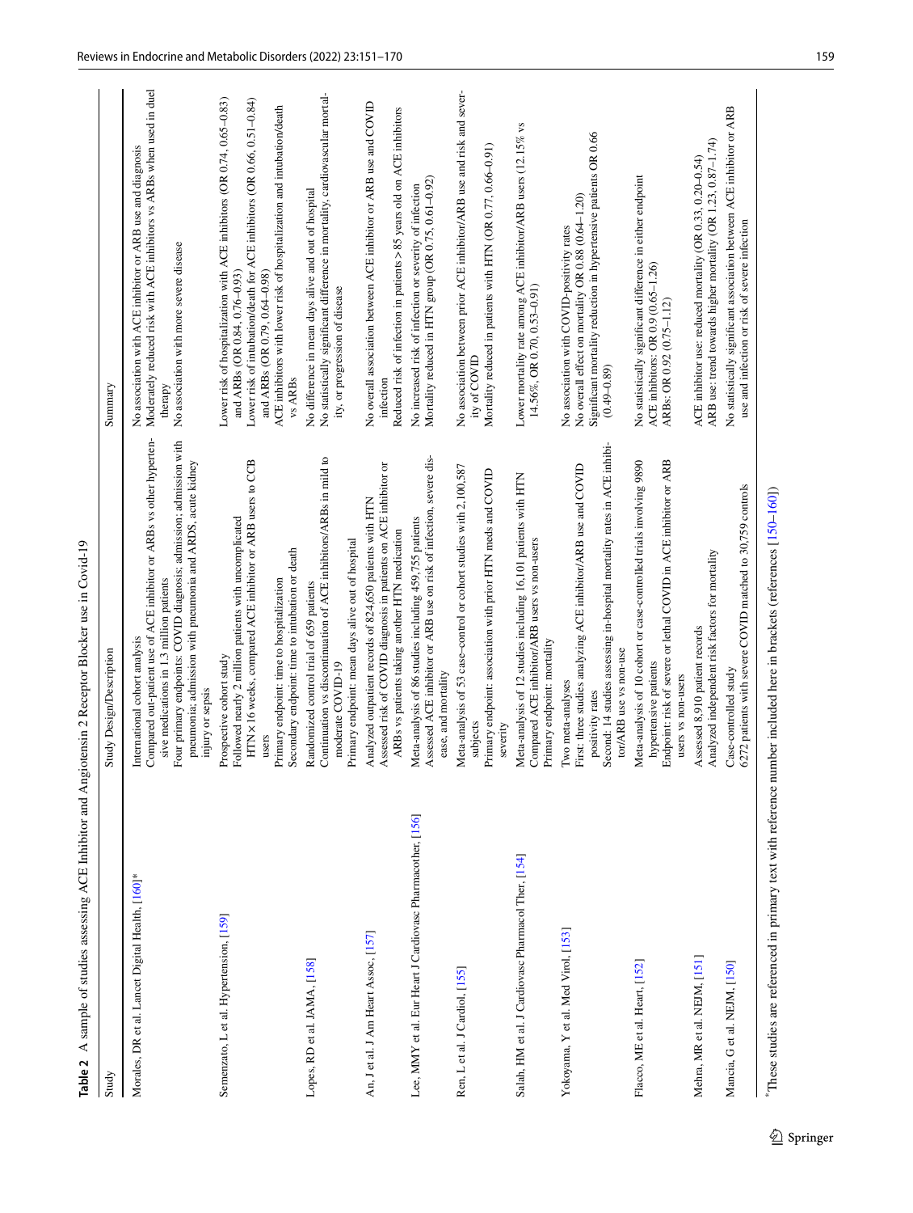**Table 2** A sample of studies assessing ACE Inhibitor and Angiotensin 2 Receptor Blocker use in Covid-19

| Study | Study Design/Description | Summary |
|---|---|---|
| Morales, DR et al. Lancet Digital Health, [160]* | International cohort analysis<br>Compared out-patient use of ACE inhibitor or ARBs vs other hypertensive medications in 1.3 million patients<br>Four primary endpoints: COVID diagnosis; admission; admission with pneumonia; admission with pneumonia and ARDS, acute kidney injury or sepsis | No association with ACE inhibitor or ARB use and diagnosis<br>Moderately reduced risk with ACE inhibitors vs ARBs when used in duel therapy<br>No association with more severe disease |
| Semenzato, L et al. Hypertension, [159] | Prospective cohort study<br>Followed nearly 2 million patients with uncomplicated HTN × 16 weeks, compared ACE inhibitor or ARB users to CCB users<br>Primary endpoint: time to hospitalization<br>Secondary endpoint: time to intubation or death | Lower risk of hospitalization with ACE inhibitors (OR 0.74, 0.65–0.83) and ARBs (OR 0.84, 0.76–0.93)<br>Lower risk of intubation/death for ACE inhibitors (OR 0.66, 0.51–0.84) and ARBs (OR 0.79, 0.64–0.98)<br>ACE inhibitors with lower risk of hospitalization and intubation/death vs ARBs |
| Lopes, RD et al. JAMA, [158] | Randomized control trial of 659 patients<br>Continuation vs discontinuation of ACE inhibitors/ARBs in mild to moderate COVID-19<br>Primary endpoint: mean days alive out of hospital | No difference in mean days alive and out of hospital<br>No statistically significant difference in mortality, cardiovascular mortality, or progression of disease |
| An, J et al. J Am Heart Assoc, [157] | Analyzed outpatient records of 824,650 patients with HTN<br>Assessed risk of COVID diagnosis in patients on ACE inhibitor or ARBs vs patients taking another HTN medication | No overall association between ACE inhibitor or ARB use and COVID infection<br>Reduced risk of infection in patients > 85 years old on ACE inhibitors |
| Lee, MMY et al. Eur Heart J Cardiovasc Pharmacother, [156] | Meta-analysis of 86 studies including 459,755 patients<br>Assessed ACE inhibitor or ARB use on risk of infection, severe disease, and mortality | No increased risk of infection or severity of infection<br>Mortality reduced in HTN group (OR 0.75, 0.61–0.92) |
| Ren, L et al. J Cardiol, [155] | Meta-analysis of 53 case-control or cohort studies with 2,100,587 subjects<br>Primary endpoint: association with prior HTN meds and COVID severity | No association between prior ACE inhibitor/ARB use and risk and severity of COVID<br>Mortality reduced in patients with HTN (OR 0.77, 0.66–0.91) |
| Salah, HM et al. J Cardiovasc Pharmacol Ther, [154] | Meta-analysis of 12 studies including 16,101 patients with HTN<br>Compared ACE inhibitor/ARB users vs non-users<br>Primary endpoint: mortality | Lower mortality rate among ACE inhibitor/ARB users (12.15% vs 14.56%, OR 0.70, 0.53–0.91) |
| Yokoyama, Y et al. Med Virol, [153] | Two meta-analyses<br>First: three studies analyzing ACE inhibitor/ARB use and COVID positivity rates<br>Second: 14 studies assessing in-hospital mortality rates in ACE inhibitor/ARB use vs non-use | No association with COVID-positivity rates<br>No overall effect on mortality OR 0.88 (0.64–1.20)<br>Significant mortality reduction in hypertensive patients OR 0.66 (0.49–0.89) |
| Flacco, ME et al. Heart, [152] | Meta-analysis of 10 cohort or case-controlled trials involving 9890 hypertensive patients<br>Endpoint: risk of severe or lethal COVID in ACE inhibitor or ARB users vs non-users | No statistically significant difference in either endpoint<br>ACE inhibitors: OR 0.9 (0.65–1.26)<br>ARBs: OR 0.92 (0.75–1.12) |
| Mehra, MR et al. NEJM, [151] | Assessed 8,910 patient records<br>Analyzed independent risk factors for mortality | ACE inhibitor use: reduced mortality (OR 0.33, 0.20–0.54)<br>ARB use: trend towards higher mortality (OR 1.23, 0.87–1.74) |
| Mancia, G et al. NEJM, [150] | Case-controlled study<br>6272 patients with severe COVID matched to 30,759 controls | No statistically significant association between ACE inhibitor or ARB use and infection or risk of severe infection |

*These studies are referenced in primary text with reference number included here in brackets (references [150–160])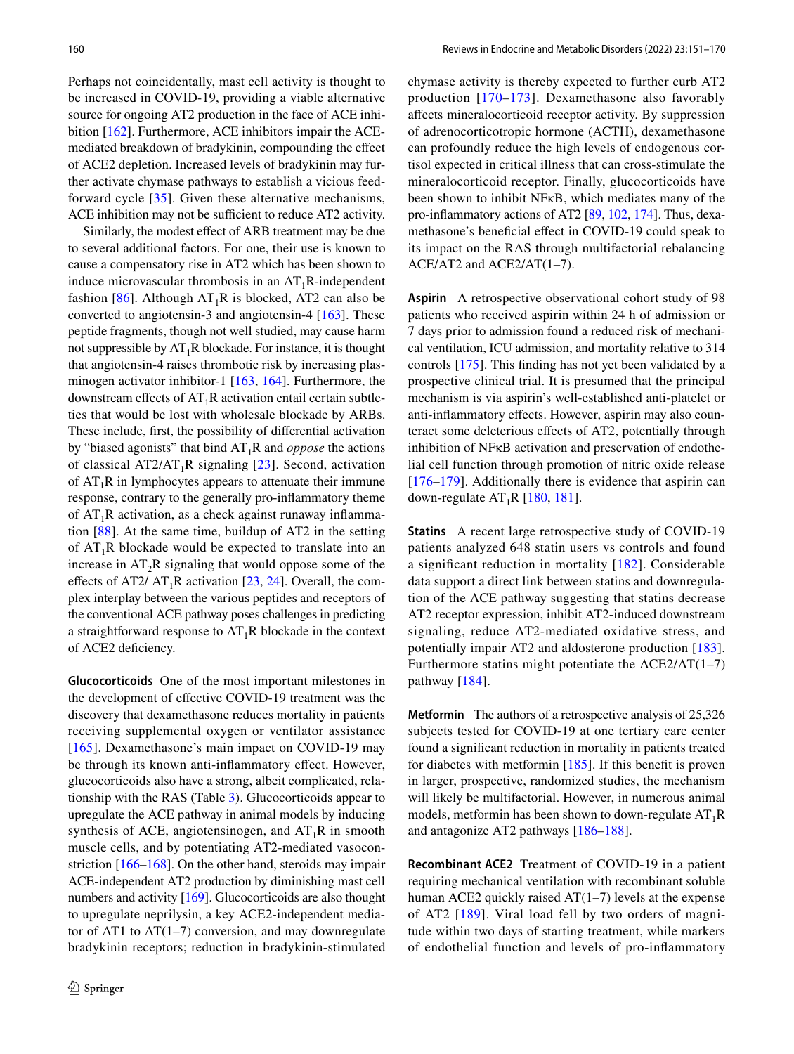Perhaps not coincidentally, mast cell activity is thought to be increased in COVID-19, providing a viable alternative source for ongoing AT2 production in the face of ACE inhibition [162]. Furthermore, ACE inhibitors impair the ACE-mediated breakdown of bradykinin, compounding the effect of ACE2 depletion. Increased levels of bradykinin may further activate chymase pathways to establish a vicious feedforward cycle [35]. Given these alternative mechanisms, ACE inhibition may not be sufficient to reduce AT2 activity.

Similarly, the modest effect of ARB treatment may be due to several additional factors. For one, their use is known to cause a compensatory rise in AT2 which has been shown to induce microvascular thrombosis in an $AT_1R$-independent fashion [86]. Although $AT_1R$ is blocked, AT2 can also be converted to angiotensin-3 and angiotensin-4 [163]. These peptide fragments, though not well studied, may cause harm not suppressible by $AT_1R$ blockade. For instance, it is thought that angiotensin-4 raises thrombotic risk by increasing plasminogen activator inhibitor-1 [163, 164]. Furthermore, the downstream effects of $AT_1R$ activation entail certain subtleties that would be lost with wholesale blockade by ARBs. These include, first, the possibility of differential activation by "biased agonists" that bind $AT_1R$ and *oppose* the actions of classical AT2/$AT_1R$ signaling [23]. Second, activation of $AT_1R$ in lymphocytes appears to attenuate their immune response, contrary to the generally pro-inflammatory theme of $AT_1R$ activation, as a check against runaway inflammation [88]. At the same time, buildup of AT2 in the setting of $AT_1R$ blockade would be expected to translate into an increase in $AT_2R$ signaling that would oppose some of the effects of AT2/ $AT_1R$ activation [23, 24]. Overall, the complex interplay between the various peptides and receptors of the conventional ACE pathway poses challenges in predicting a straightforward response to $AT_1R$ blockade in the context of ACE2 deficiency.

**Glucocorticoids** One of the most important milestones in the development of effective COVID-19 treatment was the discovery that dexamethasone reduces mortality in patients receiving supplemental oxygen or ventilator assistance [165]. Dexamethasone's main impact on COVID-19 may be through its known anti-inflammatory effect. However, glucocorticoids also have a strong, albeit complicated, relationship with the RAS (Table 3). Glucocorticoids appear to upregulate the ACE pathway in animal models by inducing synthesis of ACE, angiotensinogen, and $AT_1R$ in smooth muscle cells, and by potentiating AT2-mediated vasoconstriction [166–168]. On the other hand, steroids may impair ACE-independent AT2 production by diminishing mast cell numbers and activity [169]. Glucocorticoids are also thought to upregulate neprilysin, a key ACE2-independent mediator of AT1 to AT(1–7) conversion, and may downregulate bradykinin receptors; reduction in bradykinin-stimulated chymase activity is thereby expected to further curb AT2 production [170–173]. Dexamethasone also favorably affects mineralocorticoid receptor activity. By suppression of adrenocorticotropic hormone (ACTH), dexamethasone can profoundly reduce the high levels of endogenous cortisol expected in critical illness that can cross-stimulate the mineralocorticoid receptor. Finally, glucocorticoids have been shown to inhibit NFκB, which mediates many of the pro-inflammatory actions of AT2 [89, 102, 174]. Thus, dexamethasone's beneficial effect in COVID-19 could speak to its impact on the RAS through multifactorial rebalancing ACE/AT2 and ACE2/AT(1–7).

**Aspirin** A retrospective observational cohort study of 98 patients who received aspirin within 24 h of admission or 7 days prior to admission found a reduced risk of mechanical ventilation, ICU admission, and mortality relative to 314 controls [175]. This finding has not yet been validated by a prospective clinical trial. It is presumed that the principal mechanism is via aspirin's well-established anti-platelet or anti-inflammatory effects. However, aspirin may also counteract some deleterious effects of AT2, potentially through inhibition of NFκB activation and preservation of endothelial cell function through promotion of nitric oxide release [176–179]. Additionally there is evidence that aspirin can down-regulate $AT_1R$ [180, 181].

**Statins** A recent large retrospective study of COVID-19 patients analyzed 648 statin users vs controls and found a significant reduction in mortality [182]. Considerable data support a direct link between statins and downregulation of the ACE pathway suggesting that statins decrease AT2 receptor expression, inhibit AT2-induced downstream signaling, reduce AT2-mediated oxidative stress, and potentially impair AT2 and aldosterone production [183]. Furthermore statins might potentiate the ACE2/AT(1–7) pathway [184].

**Metformin** The authors of a retrospective analysis of 25,326 subjects tested for COVID-19 at one tertiary care center found a significant reduction in mortality in patients treated for diabetes with metformin [185]. If this benefit is proven in larger, prospective, randomized studies, the mechanism will likely be multifactorial. However, in numerous animal models, metformin has been shown to down-regulate $AT_1R$ and antagonize AT2 pathways [186–188].

**Recombinant ACE2** Treatment of COVID-19 in a patient requiring mechanical ventilation with recombinant soluble human ACE2 quickly raised AT(1–7) levels at the expense of AT2 [189]. Viral load fell by two orders of magnitude within two days of starting treatment, while markers of endothelial function and levels of pro-inflammatory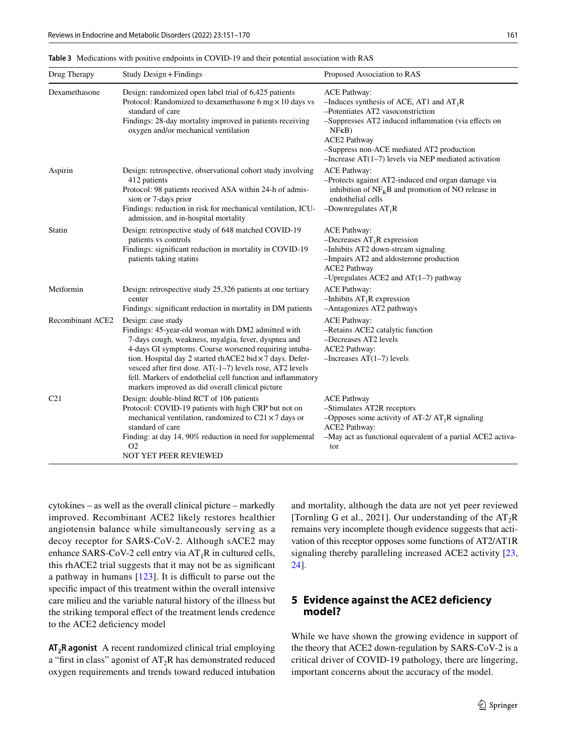**Table 3** Medications with positive endpoints in COVID-19 and their potential association with RAS

| Drug Therapy | Study Design + Findings | Proposed Association to RAS |
|---|---|---|
| Dexamethasone | Design: randomized open label trial of 6,425 patients<br>Protocol: Randomized to dexamethasone 6 mg × 10 days vs standard of care<br>Findings: 28-day mortality improved in patients receiving oxygen and/or mechanical ventilation | ACE Pathway:<br>–Induces synthesis of ACE, AT1 and $AT_1R$<br>–Potentiates AT2 vasoconstriction<br>–Suppresses AT2 induced inflammation (via effects on NFκB)<br>ACE2 Pathway<br>–Suppress non-ACE mediated AT2 production<br>–Increase AT(1–7) levels via NEP mediated activation |
| Aspirin | Design: retrospective, observational cohort study involving 412 patients<br>Protocol: 98 patients received ASA within 24-h of admission or 7-days prior<br>Findings: reduction in risk for mechanical ventilation, ICU-admission, and in-hospital mortality | ACE Pathway:<br>–Protects against AT2-induced end organ damage via inhibition of $NF_KB$ and promotion of NO release in endothelial cells<br>–Downregulates $AT_1R$ |
| Statin | Design: retrospective study of 648 matched COVID-19 patients vs controls<br>Findings: significant reduction in mortality in COVID-19 patients taking statins | ACE Pathway:<br>–Decreases $AT_1R$ expression<br>–Inhibits AT2 down-stream signaling<br>–Impairs AT2 and aldosterone production<br>ACE2 Pathway<br>–Upregulates ACE2 and AT(1–7) pathway |
| Metformin | Design: retrospective study 25,326 patients at one tertiary center<br>Findings: significant reduction in mortality in DM patients | ACE Pathway:<br>–Inhibits $AT_1R$ expression<br>–Antagonizes AT2 pathways |
| Recombinant ACE2 | Design: case study<br>Findings: 45-year-old woman with DM2 admitted with 7-days cough, weakness, myalgia, fever, dyspnea and 4-days GI symptoms. Course worsened requiring intubation. Hospital day 2 started rhACE2 bid × 7 days. Defervesced after first dose. AT(-1–7) levels rose, AT2 levels fell. Markers of endothelial cell function and inflammatory markers improved as did overall clinical picture | ACE Pathway:<br>–Retains ACE2 catalytic function<br>–Decreases AT2 levels<br>ACE2 Pathway:<br>–Increases AT(1–7) levels |
| C21 | Design: double-blind RCT of 106 patients<br>Protocol: COVID-19 patients with high CRP but not on mechanical ventilation, randomized to C21 × 7 days or standard of care<br>Finding: at day 14, 90% reduction in need for supplemental O2<br>NOT YET PEER REVIEWED | ACE Pathway<br>–Stimulates AT2R receptors<br>–Opposes some activity of AT-2/ $AT_1R$ signaling<br>ACE2 Pathway:<br>–May act as functional equivalent of a partial ACE2 activator |

cytokines – as well as the overall clinical picture – markedly improved. Recombinant ACE2 likely restores healthier angiotensin balance while simultaneously serving as a decoy receptor for SARS-CoV-2. Although sACE2 may enhance SARS-CoV-2 cell entry via $AT_1R$ in cultured cells, this rhACE2 trial suggests that it may not be as significant a pathway in humans [123]. It is difficult to parse out the specific impact of this treatment within the overall intensive care milieu and the variable natural history of the illness but the striking temporal effect of the treatment lends credence to the ACE2 deficiency model

**$AT_2R$ agonist** A recent randomized clinical trial employing a "first in class" agonist of $AT_2R$ has demonstrated reduced oxygen requirements and trends toward reduced intubation and mortality, although the data are not yet peer reviewed [Tornling G et al., 2021]. Our understanding of the $AT_2R$ remains very incomplete though evidence suggests that activation of this receptor opposes some functions of AT2/AT1R signaling thereby paralleling increased ACE2 activity [23, 24].

## 5 Evidence against the ACE2 deficiency model?

While we have shown the growing evidence in support of the theory that ACE2 down-regulation by SARS-CoV-2 is a critical driver of COVID-19 pathology, there are lingering, important concerns about the accuracy of the model.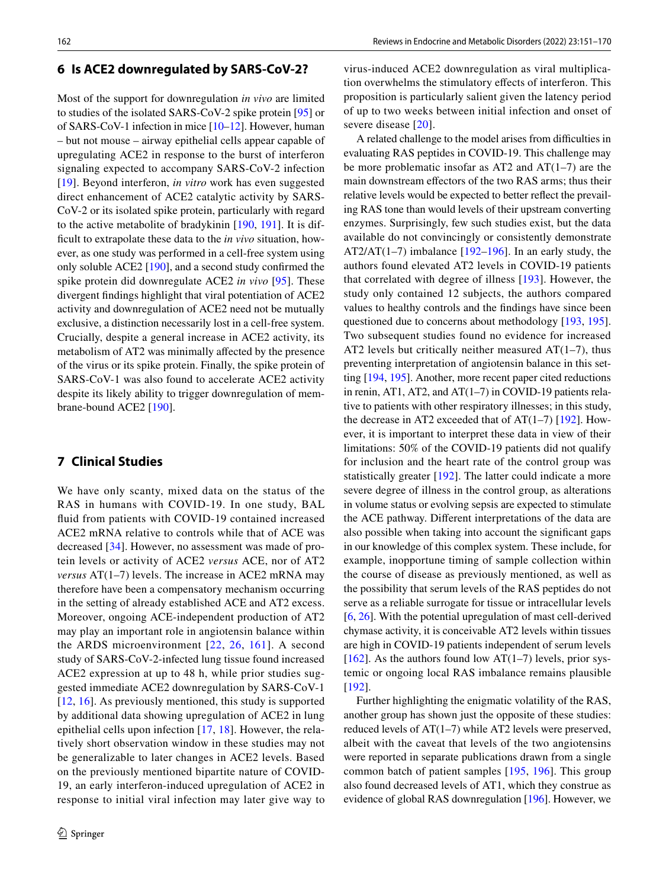## 6 Is ACE2 downregulated by SARS-CoV-2?

Most of the support for downregulation *in vivo* are limited to studies of the isolated SARS-CoV-2 spike protein [95] or of SARS-CoV-1 infection in mice [10–12]. However, human – but not mouse – airway epithelial cells appear capable of upregulating ACE2 in response to the burst of interferon signaling expected to accompany SARS-CoV-2 infection [19]. Beyond interferon, *in vitro* work has even suggested direct enhancement of ACE2 catalytic activity by SARS-CoV-2 or its isolated spike protein, particularly with regard to the active metabolite of bradykinin [190, 191]. It is difficult to extrapolate these data to the *in vivo* situation, however, as one study was performed in a cell-free system using only soluble ACE2 [190], and a second study confirmed the spike protein did downregulate ACE2 *in vivo* [95]. These divergent findings highlight that viral potentiation of ACE2 activity and downregulation of ACE2 need not be mutually exclusive, a distinction necessarily lost in a cell-free system. Crucially, despite a general increase in ACE2 activity, its metabolism of AT2 was minimally affected by the presence of the virus or its spike protein. Finally, the spike protein of SARS-CoV-1 was also found to accelerate ACE2 activity despite its likely ability to trigger downregulation of membrane-bound ACE2 [190].

## 7 Clinical Studies

We have only scanty, mixed data on the status of the RAS in humans with COVID-19. In one study, BAL fluid from patients with COVID-19 contained increased ACE2 mRNA relative to controls while that of ACE was decreased [34]. However, no assessment was made of protein levels or activity of ACE2 *versus* ACE, nor of AT2 *versus* AT(1–7) levels. The increase in ACE2 mRNA may therefore have been a compensatory mechanism occurring in the setting of already established ACE and AT2 excess. Moreover, ongoing ACE-independent production of AT2 may play an important role in angiotensin balance within the ARDS microenvironment [22, 26, 161]. A second study of SARS-CoV-2-infected lung tissue found increased ACE2 expression at up to 48 h, while prior studies suggested immediate ACE2 downregulation by SARS-CoV-1 [12, 16]. As previously mentioned, this study is supported by additional data showing upregulation of ACE2 in lung epithelial cells upon infection [17, 18]. However, the relatively short observation window in these studies may not be generalizable to later changes in ACE2 levels. Based on the previously mentioned bipartite nature of COVID-19, an early interferon-induced upregulation of ACE2 in response to initial viral infection may later give way to virus-induced ACE2 downregulation as viral multiplication overwhelms the stimulatory effects of interferon. This proposition is particularly salient given the latency period of up to two weeks between initial infection and onset of severe disease [20].

A related challenge to the model arises from difficulties in evaluating RAS peptides in COVID-19. This challenge may be more problematic insofar as AT2 and AT(1–7) are the main downstream effectors of the two RAS arms; thus their relative levels would be expected to better reflect the prevailing RAS tone than would levels of their upstream converting enzymes. Surprisingly, few such studies exist, but the data available do not convincingly or consistently demonstrate AT2/AT(1–7) imbalance [192–196]. In an early study, the authors found elevated AT2 levels in COVID-19 patients that correlated with degree of illness [193]. However, the study only contained 12 subjects, the authors compared values to healthy controls and the findings have since been questioned due to concerns about methodology [193, 195]. Two subsequent studies found no evidence for increased AT2 levels but critically neither measured AT(1–7), thus preventing interpretation of angiotensin balance in this setting [194, 195]. Another, more recent paper cited reductions in renin, AT1, AT2, and AT(1–7) in COVID-19 patients relative to patients with other respiratory illnesses; in this study, the decrease in AT2 exceeded that of AT(1–7) [192]. However, it is important to interpret these data in view of their limitations: 50% of the COVID-19 patients did not qualify for inclusion and the heart rate of the control group was statistically greater [192]. The latter could indicate a more severe degree of illness in the control group, as alterations in volume status or evolving sepsis are expected to stimulate the ACE pathway. Different interpretations of the data are also possible when taking into account the significant gaps in our knowledge of this complex system. These include, for example, inopportune timing of sample collection within the course of disease as previously mentioned, as well as the possibility that serum levels of the RAS peptides do not serve as a reliable surrogate for tissue or intracellular levels [6, 26]. With the potential upregulation of mast cell-derived chymase activity, it is conceivable AT2 levels within tissues are high in COVID-19 patients independent of serum levels [162]. As the authors found low AT(1–7) levels, prior systemic or ongoing local RAS imbalance remains plausible [192].

Further highlighting the enigmatic volatility of the RAS, another group has shown just the opposite of these studies: reduced levels of AT(1–7) while AT2 levels were preserved, albeit with the caveat that levels of the two angiotensins were reported in separate publications drawn from a single common batch of patient samples [195, 196]. This group also found decreased levels of AT1, which they construe as evidence of global RAS downregulation [196]. However, we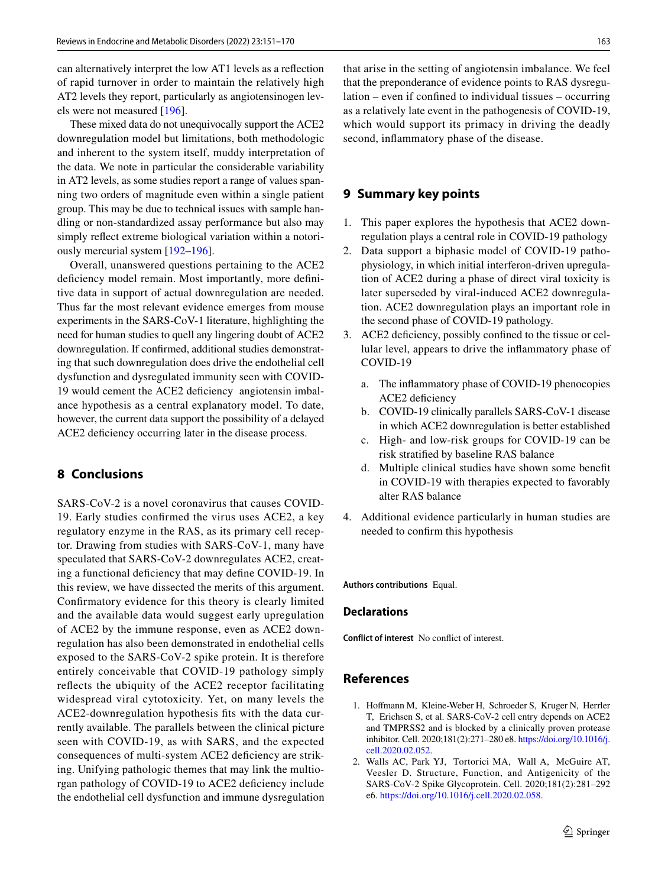can alternatively interpret the low AT1 levels as a reflection of rapid turnover in order to maintain the relatively high AT2 levels they report, particularly as angiotensinogen levels were not measured [196].

These mixed data do not unequivocally support the ACE2 downregulation model but limitations, both methodologic and inherent to the system itself, muddy interpretation of the data. We note in particular the considerable variability in AT2 levels, as some studies report a range of values spanning two orders of magnitude even within a single patient group. This may be due to technical issues with sample handling or non-standardized assay performance but also may simply reflect extreme biological variation within a notoriously mercurial system [192–196].

Overall, unanswered questions pertaining to the ACE2 deficiency model remain. Most importantly, more definitive data in support of actual downregulation are needed. Thus far the most relevant evidence emerges from mouse experiments in the SARS-CoV-1 literature, highlighting the need for human studies to quell any lingering doubt of ACE2 downregulation. If confirmed, additional studies demonstrating that such downregulation does drive the endothelial cell dysfunction and dysregulated immunity seen with COVID-19 would cement the ACE2 deficiency angiotensin imbalance hypothesis as a central explanatory model. To date, however, the current data support the possibility of a delayed ACE2 deficiency occurring later in the disease process.

## 8 Conclusions

SARS-CoV-2 is a novel coronavirus that causes COVID-19. Early studies confirmed the virus uses ACE2, a key regulatory enzyme in the RAS, as its primary cell receptor. Drawing from studies with SARS-CoV-1, many have speculated that SARS-CoV-2 downregulates ACE2, creating a functional deficiency that may define COVID-19. In this review, we have dissected the merits of this argument. Confirmatory evidence for this theory is clearly limited and the available data would suggest early upregulation of ACE2 by the immune response, even as ACE2 downregulation has also been demonstrated in endothelial cells exposed to the SARS-CoV-2 spike protein. It is therefore entirely conceivable that COVID-19 pathology simply reflects the ubiquity of the ACE2 receptor facilitating widespread viral cytotoxicity. Yet, on many levels the ACE2-downregulation hypothesis fits with the data currently available. The parallels between the clinical picture seen with COVID-19, as with SARS, and the expected consequences of multi-system ACE2 deficiency are striking. Unifying pathologic themes that may link the multiorgan pathology of COVID-19 to ACE2 deficiency include the endothelial cell dysfunction and immune dysregulation that arise in the setting of angiotensin imbalance. We feel that the preponderance of evidence points to RAS dysregulation – even if confined to individual tissues – occurring as a relatively late event in the pathogenesis of COVID-19, which would support its primacy in driving the deadly second, inflammatory phase of the disease.

## 9 Summary key points

1. This paper explores the hypothesis that ACE2 downregulation plays a central role in COVID-19 pathology
2. Data support a biphasic model of COVID-19 pathophysiology, in which initial interferon-driven upregulation of ACE2 during a phase of direct viral toxicity is later superseded by viral-induced ACE2 downregulation. ACE2 downregulation plays an important role in the second phase of COVID-19 pathology.
3. ACE2 deficiency, possibly confined to the tissue or cellular level, appears to drive the inflammatory phase of COVID-19
   a. The inflammatory phase of COVID-19 phenocopies ACE2 deficiency
   b. COVID-19 clinically parallels SARS-CoV-1 disease in which ACE2 downregulation is better established
   c. High- and low-risk groups for COVID-19 can be risk stratified by baseline RAS balance
   d. Multiple clinical studies have shown some benefit in COVID-19 with therapies expected to favorably alter RAS balance
4. Additional evidence particularly in human studies are needed to confirm this hypothesis

**Authors contributions** Equal.

## Declarations

**Conflict of interest** No conflict of interest.

## References

1. Hoffmann M, Kleine-Weber H, Schroeder S, Kruger N, Herrler T, Erichsen S, et al. SARS-CoV-2 cell entry depends on ACE2 and TMPRSS2 and is blocked by a clinically proven protease inhibitor. Cell. 2020;181(2):271–280 e8. https://doi.org/10.1016/j.cell.2020.02.052.
2. Walls AC, Park YJ, Tortorici MA, Wall A, McGuire AT, Veesler D. Structure, Function, and Antigenicity of the SARS-CoV-2 Spike Glycoprotein. Cell. 2020;181(2):281–292 e6. https://doi.org/10.1016/j.cell.2020.02.058.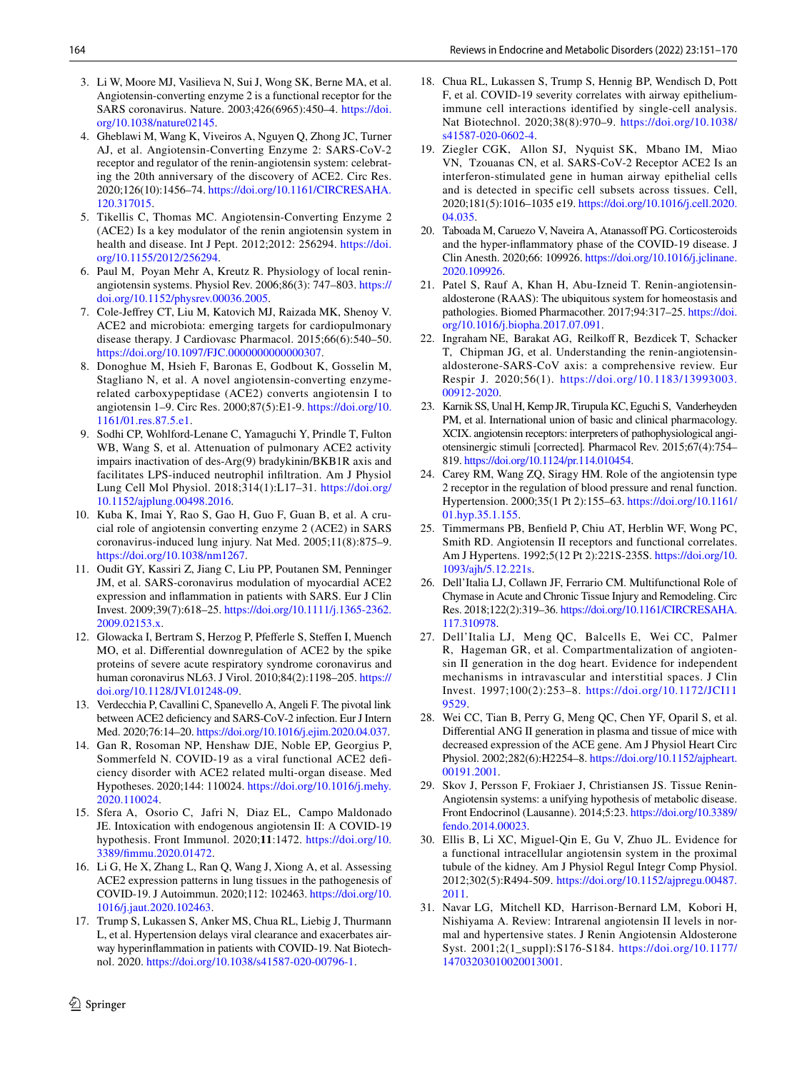3. Li W, Moore MJ, Vasilieva N, Sui J, Wong SK, Berne MA, et al. Angiotensin-converting enzyme 2 is a functional receptor for the SARS coronavirus. Nature. 2003;426(6965):450–4. https://doi.org/10.1038/nature02145.
4. Gheblawi M, Wang K, Viveiros A, Nguyen Q, Zhong JC, Turner AJ, et al. Angiotensin-Converting Enzyme 2: SARS-CoV-2 receptor and regulator of the renin-angiotensin system: celebrating the 20th anniversary of the discovery of ACE2. Circ Res. 2020;126(10):1456–74. https://doi.org/10.1161/CIRCRESAHA.120.317015.
5. Tikellis C, Thomas MC. Angiotensin-Converting Enzyme 2 (ACE2) Is a key modulator of the renin angiotensin system in health and disease. Int J Pept. 2012;2012: 256294. https://doi.org/10.1155/2012/256294.
6. Paul M, Poyan Mehr A, Kreutz R. Physiology of local renin-angiotensin systems. Physiol Rev. 2006;86(3): 747–803. https://doi.org/10.1152/physrev.00036.2005.
7. Cole-Jeffrey CT, Liu M, Katovich MJ, Raizada MK, Shenoy V. ACE2 and microbiota: emerging targets for cardiopulmonary disease therapy. J Cardiovasc Pharmacol. 2015;66(6):540–50. https://doi.org/10.1097/FJC.0000000000000307.
8. Donoghue M, Hsieh F, Baronas E, Godbout K, Gosselin M, Stagliano N, et al. A novel angiotensin-converting enzyme-related carboxypeptidase (ACE2) converts angiotensin I to angiotensin 1–9. Circ Res. 2000;87(5):E1-9. https://doi.org/10.1161/01.res.87.5.e1.
9. Sodhi CP, Wohlford-Lenane C, Yamaguchi Y, Prindle T, Fulton WB, Wang S, et al. Attenuation of pulmonary ACE2 activity impairs inactivation of des-Arg(9) bradykinin/BKB1R axis and facilitates LPS-induced neutrophil infiltration. Am J Physiol Lung Cell Mol Physiol. 2018;314(1):L17–31. https://doi.org/10.1152/ajplung.00498.2016.
10. Kuba K, Imai Y, Rao S, Gao H, Guo F, Guan B, et al. A crucial role of angiotensin converting enzyme 2 (ACE2) in SARS coronavirus-induced lung injury. Nat Med. 2005;11(8):875–9. https://doi.org/10.1038/nm1267.
11. Oudit GY, Kassiri Z, Jiang C, Liu PP, Poutanen SM, Penninger JM, et al. SARS-coronavirus modulation of myocardial ACE2 expression and inflammation in patients with SARS. Eur J Clin Invest. 2009;39(7):618–25. https://doi.org/10.1111/j.1365-2362.2009.02153.x.
12. Glowacka I, Bertram S, Herzog P, Pfefferle S, Steffen I, Muench MO, et al. Differential downregulation of ACE2 by the spike proteins of severe acute respiratory syndrome coronavirus and human coronavirus NL63. J Virol. 2010;84(2):1198–205. https://doi.org/10.1128/JVI.01248-09.
13. Verdecchia P, Cavallini C, Spanevello A, Angeli F. The pivotal link between ACE2 deficiency and SARS-CoV-2 infection. Eur J Intern Med. 2020;76:14–20. https://doi.org/10.1016/j.ejim.2020.04.037.
14. Gan R, Rosoman NP, Henshaw DJE, Noble EP, Georgius P, Sommerfeld N. COVID-19 as a viral functional ACE2 deficiency disorder with ACE2 related multi-organ disease. Med Hypotheses. 2020;144: 110024. https://doi.org/10.1016/j.mehy.2020.110024.
15. Sfera A, Osorio C, Jafri N, Diaz EL, Campo Maldonado JE. Intoxication with endogenous angiotensin II: A COVID-19 hypothesis. Front Immunol. 2020;**11**:1472. https://doi.org/10.3389/fimmu.2020.01472.
16. Li G, He X, Zhang L, Ran Q, Wang J, Xiong A, et al. Assessing ACE2 expression patterns in lung tissues in the pathogenesis of COVID-19. J Autoimmun. 2020;112: 102463. https://doi.org/10.1016/j.jaut.2020.102463.
17. Trump S, Lukassen S, Anker MS, Chua RL, Liebig J, Thurmann L, et al. Hypertension delays viral clearance and exacerbates airway hyperinflammation in patients with COVID-19. Nat Biotechnol. 2020. https://doi.org/10.1038/s41587-020-00796-1.
18. Chua RL, Lukassen S, Trump S, Hennig BP, Wendisch D, Pott F, et al. COVID-19 severity correlates with airway epithelium-immune cell interactions identified by single-cell analysis. Nat Biotechnol. 2020;38(8):970–9. https://doi.org/10.1038/s41587-020-0602-4.
19. Ziegler CGK, Allon SJ, Nyquist SK, Mbano IM, Miao VN, Tzouanas CN, et al. SARS-CoV-2 Receptor ACE2 Is an interferon-stimulated gene in human airway epithelial cells and is detected in specific cell subsets across tissues. Cell, 2020;181(5):1016–1035 e19. https://doi.org/10.1016/j.cell.2020.04.035.
20. Taboada M, Caruezo V, Naveira A, Atanassoff PG. Corticosteroids and the hyper-inflammatory phase of the COVID-19 disease. J Clin Anesth. 2020;66: 109926. https://doi.org/10.1016/j.jclinane.2020.109926.
21. Patel S, Rauf A, Khan H, Abu-Izneid T. Renin-angiotensin-aldosterone (RAAS): The ubiquitous system for homeostasis and pathologies. Biomed Pharmacother. 2017;94:317–25. https://doi.org/10.1016/j.biopha.2017.07.091.
22. Ingraham NE, Barakat AG, Reilkoff R, Bezdicek T, Schacker T, Chipman JG, et al. Understanding the renin-angiotensin-aldosterone-SARS-CoV axis: a comprehensive review. Eur Respir J. 2020;56(1). https://doi.org/10.1183/13993003.00912-2020.
23. Karnik SS, Unal H, Kemp JR, Tirupula KC, Eguchi S, Vanderheyden PM, et al. International union of basic and clinical pharmacology. XCIX. angiotensin receptors: interpreters of pathophysiological angiotensinergic stimuli [corrected]. Pharmacol Rev. 2015;67(4):754–819. https://doi.org/10.1124/pr.114.010454.
24. Carey RM, Wang ZQ, Siragy HM. Role of the angiotensin type 2 receptor in the regulation of blood pressure and renal function. Hypertension. 2000;35(1 Pt 2):155–63. https://doi.org/10.1161/01.hyp.35.1.155.
25. Timmermans PB, Benfield P, Chiu AT, Herblin WF, Wong PC, Smith RD. Angiotensin II receptors and functional correlates. Am J Hypertens. 1992;5(12 Pt 2):221S-235S. https://doi.org/10.1093/ajh/5.12.221s.
26. Dell'Italia LJ, Collawn JF, Ferrario CM. Multifunctional Role of Chymase in Acute and Chronic Tissue Injury and Remodeling. Circ Res. 2018;122(2):319–36. https://doi.org/10.1161/CIRCRESAHA.117.310978.
27. Dell'Italia LJ, Meng QC, Balcells E, Wei CC, Palmer R, Hageman GR, et al. Compartmentalization of angiotensin II generation in the dog heart. Evidence for independent mechanisms in intravascular and interstitial spaces. J Clin Invest. 1997;100(2):253–8. https://doi.org/10.1172/JCI119529.
28. Wei CC, Tian B, Perry G, Meng QC, Chen YF, Oparil S, et al. Differential ANG II generation in plasma and tissue of mice with decreased expression of the ACE gene. Am J Physiol Heart Circ Physiol. 2002;282(6):H2254–8. https://doi.org/10.1152/ajpheart.00191.2001.
29. Skov J, Persson F, Frokiaer J, Christiansen JS. Tissue Renin-Angiotensin systems: a unifying hypothesis of metabolic disease. Front Endocrinol (Lausanne). 2014;5:23. https://doi.org/10.3389/fendo.2014.00023.
30. Ellis B, Li XC, Miguel-Qin E, Gu V, Zhuo JL. Evidence for a functional intracellular angiotensin system in the proximal tubule of the kidney. Am J Physiol Regul Integr Comp Physiol. 2012;302(5):R494-509. https://doi.org/10.1152/ajpregu.00487.2011.
31. Navar LG, Mitchell KD, Harrison-Bernard LM, Kobori H, Nishiyama A. Review: Intrarenal angiotensin II levels in normal and hypertensive states. J Renin Angiotensin Aldosterone Syst. 2001;2(1_suppl):S176-S184. https://doi.org/10.1177/14703203010020013001.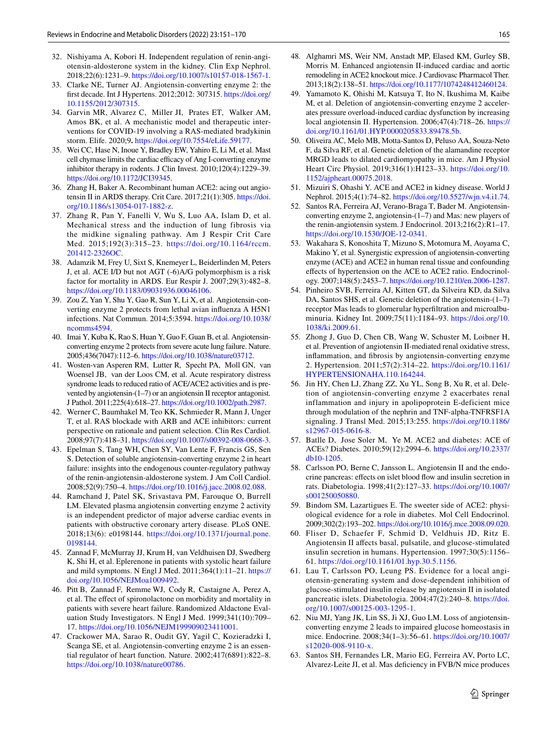32. Nishiyama A, Kobori H. Independent regulation of renin-angiotensin-aldosterone system in the kidney. Clin Exp Nephrol. 2018;22(6):1231–9. https://doi.org/10.1007/s10157-018-1567-1.
33. Clarke NE, Turner AJ. Angiotensin-converting enzyme 2: the first decade. Int J Hypertens. 2012;2012: 307315. https://doi.org/10.1155/2012/307315.
34. Garvin MR, Alvarez C, Miller JI, Prates ET, Walker AM, Amos BK, et al. A mechanistic model and therapeutic interventions for COVID-19 involving a RAS-mediated bradykinin storm. Elife. 2020;9. https://doi.org/10.7554/eLife.59177.
35. Wei CC, Hase N, Inoue Y, Bradley EW, Yahiro E, Li M, et al. Mast cell chymase limits the cardiac efficacy of Ang I-converting enzyme inhibitor therapy in rodents. J Clin Invest. 2010;120(4):1229–39. https://doi.org/10.1172/JCI39345.
36. Zhang H, Baker A. Recombinant human ACE2: acing out angiotensin II in ARDS therapy. Crit Care. 2017;21(1):305. https://doi.org/10.1186/s13054-017-1882-z.
37. Zhang R, Pan Y, Fanelli V, Wu S, Luo AA, Islam D, et al. Mechanical stress and the induction of lung fibrosis via the midkine signaling pathway. Am J Respir Crit Care Med. 2015;192(3):315–23. https://doi.org/10.1164/rccm.201412-2326OC.
38. Adamzik M, Frey U, Sixt S, Knemeyer L, Beiderlinden M, Peters J, et al. ACE I/D but not AGT (-6)A/G polymorphism is a risk factor for mortality in ARDS. Eur Respir J. 2007;29(3):482–8. https://doi.org/10.1183/09031936.00046106.
39. Zou Z, Yan Y, Shu Y, Gao R, Sun Y, Li X, et al. Angiotensin-converting enzyme 2 protects from lethal avian influenza A H5N1 infections. Nat Commun. 2014;5:3594. https://doi.org/10.1038/ncomms4594.
40. Imai Y, Kuba K, Rao S, Huan Y, Guo F, Guan B, et al. Angiotensin-converting enzyme 2 protects from severe acute lung failure. Nature. 2005;436(7047):112–6. https://doi.org/10.1038/nature03712.
41. Wosten-van Asperen RM, Lutter R, Specht PA, Moll GN, van Woensel JB, van der Loos CM, et al. Acute respiratory distress syndrome leads to reduced ratio of ACE/ACE2 activities and is prevented by angiotensin-(1–7) or an angiotensin II receptor antagonist. J Pathol. 2011;225(4):618–27. https://doi.org/10.1002/path.2987.
42. Werner C, Baumhakel M, Teo KK, Schmieder R, Mann J, Unger T, et al. RAS blockade with ARB and ACE inhibitors: current perspective on rationale and patient selection. Clin Res Cardiol. 2008;97(7):418–31. https://doi.org/10.1007/s00392-008-0668-3.
43. Epelman S, Tang WH, Chen SY, Van Lente F, Francis GS, Sen S. Detection of soluble angiotensin-converting enzyme 2 in heart failure: insights into the endogenous counter-regulatory pathway of the renin-angiotensin-aldosterone system. J Am Coll Cardiol. 2008;52(9):750–4. https://doi.org/10.1016/j.jacc.2008.02.088.
44. Ramchand J, Patel SK, Srivastava PM, Farouque O, Burrell LM. Elevated plasma angiotensin converting enzyme 2 activity is an independent predictor of major adverse cardiac events in patients with obstructive coronary artery disease. PLoS ONE. 2018;13(6): e0198144. https://doi.org/10.1371/journal.pone.0198144.
45. Zannad F, McMurray JJ, Krum H, van Veldhuisen DJ, Swedberg K, Shi H, et al. Eplerenone in patients with systolic heart failure and mild symptoms. N Engl J Med. 2011;364(1):11–21. https://doi.org/10.1056/NEJMoa1009492.
46. Pitt B, Zannad F, Remme WJ, Cody R, Castaigne A, Perez A, et al. The effect of spironolactone on morbidity and mortality in patients with severe heart failure. Randomized Aldactone Evaluation Study Investigators. N Engl J Med. 1999;341(10):709–17. https://doi.org/10.1056/NEJM199909023411001.
47. Crackower MA, Sarao R, Oudit GY, Yagil C, Kozieradzki I, Scanga SE, et al. Angiotensin-converting enzyme 2 is an essential regulator of heart function. Nature. 2002;417(6891):822–8. https://doi.org/10.1038/nature00786.
48. Alghamri MS, Weir NM, Anstadt MP, Elased KM, Gurley SB, Morris M. Enhanced angiotensin II-induced cardiac and aortic remodeling in ACE2 knockout mice. J Cardiovasc Pharmacol Ther. 2013;18(2):138–51. https://doi.org/10.1177/1074248412460124.
49. Yamamoto K, Ohishi M, Katsuya T, Ito N, Ikushima M, Kaibe M, et al. Deletion of angiotensin-converting enzyme 2 accelerates pressure overload-induced cardiac dysfunction by increasing local angiotensin II. Hypertension. 2006;47(4):718–26. https://doi.org/10.1161/01.HYP.0000205833.89478.5b.
50. Oliveira AC, Melo MB, Motta-Santos D, Peluso AA, Souza-Neto F, da Silva RF, et al. Genetic deletion of the alamandine receptor MRGD leads to dilated cardiomyopathy in mice. Am J Physiol Heart Circ Physiol. 2019;316(1):H123–33. https://doi.org/10.1152/ajpheart.00075.2018.
51. Mizuiri S, Ohashi Y. ACE and ACE2 in kidney disease. World J Nephrol. 2015;4(1):74–82. https://doi.org/10.5527/wjn.v4.i1.74.
52. Santos RA, Ferreira AJ, Verano-Braga T, Bader M. Angiotensin-converting enzyme 2, angiotensin-(1–7) and Mas: new players of the renin-angiotensin system. J Endocrinol. 2013;216(2):R1–17. https://doi.org/10.1530/JOE-12-0341.
53. Wakahara S, Konoshita T, Mizuno S, Motomura M, Aoyama C, Makino Y, et al. Synergistic expression of angiotensin-converting enzyme (ACE) and ACE2 in human renal tissue and confounding effects of hypertension on the ACE to ACE2 ratio. Endocrinology. 2007;148(5):2453–7. https://doi.org/10.1210/en.2006-1287.
54. Pinheiro SVB, Ferreira AJ, Kitten GT, da Silveira KD, da Silva DA, Santos SHS, et al. Genetic deletion of the angiotensin-(1–7) receptor Mas leads to glomerular hyperfiltration and microalbuminuria. Kidney Int. 2009;75(11):1184–93. https://doi.org/10.1038/ki.2009.61.
55. Zhong J, Guo D, Chen CB, Wang W, Schuster M, Loibner H, et al. Prevention of angiotensin II-mediated renal oxidative stress, inflammation, and fibrosis by angiotensin-converting enzyme 2. Hypertension. 2011;57(2):314–22. https://doi.org/10.1161/HYPERTENSIONAHA.110.164244.
56. Jin HY, Chen LJ, Zhang ZZ, Xu YL, Song B, Xu R, et al. Deletion of angiotensin-converting enzyme 2 exacerbates renal inflammation and injury in apolipoprotein E-deficient mice through modulation of the nephrin and TNF-alpha-TNFRSF1A signaling. J Transl Med. 2015;13:255. https://doi.org/10.1186/s12967-015-0616-8.
57. Batlle D, Jose Soler M, Ye M. ACE2 and diabetes: ACE of ACEs? Diabetes. 2010;59(12):2994–6. https://doi.org/10.2337/db10-1205.
58. Carlsson PO, Berne C, Jansson L. Angiotensin II and the endocrine pancreas: effects on islet blood flow and insulin secretion in rats. Diabetologia. 1998;41(2):127–33. https://doi.org/10.1007/s001250050880.
59. Bindom SM, Lazartigues E. The sweeter side of ACE2: physiological evidence for a role in diabetes. Mol Cell Endocrinol. 2009;302(2):193–202. https://doi.org/10.1016/j.mce.2008.09.020.
60. Fliser D, Schaefer F, Schmid D, Veldhuis JD, Ritz E. Angiotensin II affects basal, pulsatile, and glucose-stimulated insulin secretion in humans. Hypertension. 1997;30(5):1156–61. https://doi.org/10.1161/01.hyp.30.5.1156.
61. Lau T, Carlsson PO, Leung PS. Evidence for a local angiotensin-generating system and dose-dependent inhibition of glucose-stimulated insulin release by angiotensin II in isolated pancreatic islets. Diabetologia. 2004;47(2):240–8. https://doi.org/10.1007/s00125-003-1295-1.
62. Niu MJ, Yang JK, Lin SS, Ji XJ, Guo LM. Loss of angiotensin-converting enzyme 2 leads to impaired glucose homeostasis in mice. Endocrine. 2008;34(1–3):56–61. https://doi.org/10.1007/s12020-008-9110-x.
63. Santos SH, Fernandes LR, Mario EG, Ferreira AV, Porto LC, Alvarez-Leite JI, et al. Mas deficiency in FVB/N mice produces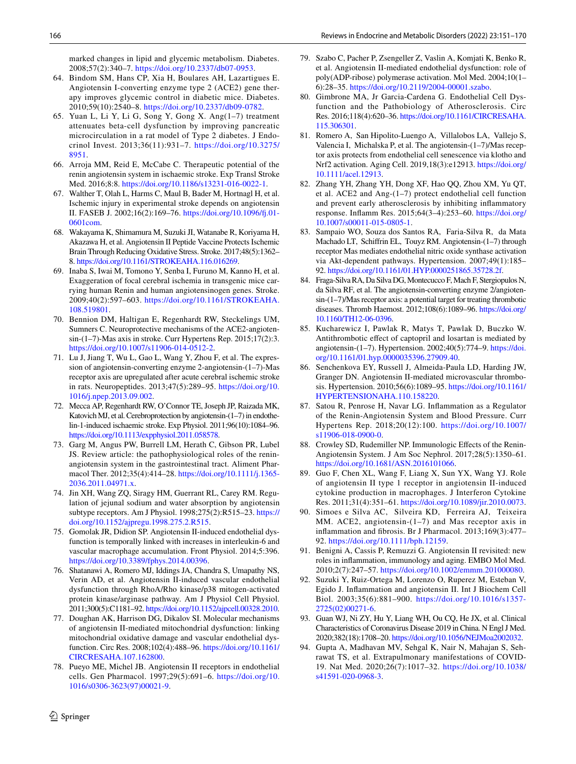marked changes in lipid and glycemic metabolism. Diabetes. 2008;57(2):340–7. https://doi.org/10.2337/db07-0953.

64. Bindom SM, Hans CP, Xia H, Boulares AH, Lazartigues E. Angiotensin I-converting enzyme type 2 (ACE2) gene therapy improves glycemic control in diabetic mice. Diabetes. 2010;59(10):2540–8. https://doi.org/10.2337/db09-0782.
65. Yuan L, Li Y, Li G, Song Y, Gong X. Ang(1–7) treatment attenuates beta-cell dysfunction by improving pancreatic microcirculation in a rat model of Type 2 diabetes. J Endocrinol Invest. 2013;36(11):931–7. https://doi.org/10.3275/8951.
66. Arroja MM, Reid E, McCabe C. Therapeutic potential of the renin angiotensin system in ischaemic stroke. Exp Transl Stroke Med. 2016;8:8. https://doi.org/10.1186/s13231-016-0022-1.
67. Walther T, Olah L, Harms C, Maul B, Bader M, Hortnagl H, et al. Ischemic injury in experimental stroke depends on angiotensin II. FASEB J. 2002;16(2):169–76. https://doi.org/10.1096/fj.01-0601com.
68. Wakayama K, Shimamura M, Suzuki JI, Watanabe R, Koriyama H, Akazawa H, et al. Angiotensin II Peptide Vaccine Protects Ischemic Brain Through Reducing Oxidative Stress. Stroke. 2017;48(5):1362–8. https://doi.org/10.1161/STROKEAHA.116.016269.
69. Inaba S, Iwai M, Tomono Y, Senba I, Furuno M, Kanno H, et al. Exaggeration of focal cerebral ischemia in transgenic mice carrying human Renin and human angiotensinogen genes. Stroke. 2009;40(2):597–603. https://doi.org/10.1161/STROKEAHA.108.519801.
70. Bennion DM, Haltigan E, Regenhardt RW, Steckelings UM, Sumners C. Neuroprotective mechanisms of the ACE2-angiotensin-(1–7)-Mas axis in stroke. Curr Hypertens Rep. 2015;17(2):3. https://doi.org/10.1007/s11906-014-0512-2.
71. Lu J, Jiang T, Wu L, Gao L, Wang Y, Zhou F, et al. The expression of angiotensin-converting enzyme 2-angiotensin-(1–7)-Mas receptor axis are upregulated after acute cerebral ischemic stroke in rats. Neuropeptides. 2013;47(5):289–95. https://doi.org/10.1016/j.npep.2013.09.002.
72. Mecca AP, Regenhardt RW, O'Connor TE, Joseph JP, Raizada MK, Katovich MJ, et al. Cerebroprotection by angiotensin-(1–7) in endothelin-1-induced ischaemic stroke. Exp Physiol. 2011;96(10):1084–96. https://doi.org/10.1113/expphysiol.2011.058578.
73. Garg M, Angus PW, Burrell LM, Herath C, Gibson PR, Lubel JS. Review article: the pathophysiological roles of the renin-angiotensin system in the gastrointestinal tract. Aliment Pharmacol Ther. 2012;35(4):414–28. https://doi.org/10.1111/j.1365-2036.2011.04971.x.
74. Jin XH, Wang ZQ, Siragy HM, Guerrant RL, Carey RM. Regulation of jejunal sodium and water absorption by angiotensin subtype receptors. Am J Physiol. 1998;275(2):R515–23. https://doi.org/10.1152/ajpregu.1998.275.2.R515.
75. Gomolak JR, Didion SP. Angiotensin II-induced endothelial dysfunction is temporally linked with increases in interleukin-6 and vascular macrophage accumulation. Front Physiol. 2014;5:396. https://doi.org/10.3389/fphys.2014.00396.
76. Shatanawi A, Romero MJ, Iddings JA, Chandra S, Umapathy NS, Verin AD, et al. Angiotensin II-induced vascular endothelial dysfunction through RhoA/Rho kinase/p38 mitogen-activated protein kinase/arginase pathway. Am J Physiol Cell Physiol. 2011;300(5):C1181–92. https://doi.org/10.1152/ajpcell.00328.2010.
77. Doughan AK, Harrison DG, Dikalov SI. Molecular mechanisms of angiotensin II-mediated mitochondrial dysfunction: linking mitochondrial oxidative damage and vascular endothelial dysfunction. Circ Res. 2008;102(4):488–96. https://doi.org/10.1161/CIRCRESAHA.107.162800.
78. Pueyo ME, Michel JB. Angiotensin II receptors in endothelial cells. Gen Pharmacol. 1997;29(5):691–6. https://doi.org/10.1016/s0306-3623(97)00021-9.
79. Szabo C, Pacher P, Zsengeller Z, Vaslin A, Komjati K, Benko R, et al. Angiotensin II-mediated endothelial dysfunction: role of poly(ADP-ribose) polymerase activation. Mol Med. 2004;10(1–6):28–35. https://doi.org/10.2119/2004-00001.szabo.
80. Gimbrone MA, Jr Garcia-Cardena G. Endothelial Cell Dysfunction and the Pathobiology of Atherosclerosis. Circ Res. 2016;118(4):620–36. https://doi.org/10.1161/CIRCRESAHA.115.306301.
81. Romero A, San Hipolito-Luengo A, Villalobos LA, Vallejo S, Valencia I, Michalska P, et al. The angiotensin-(1–7)/Mas receptor axis protects from endothelial cell senescence via klotho and Nrf2 activation. Aging Cell. 2019,18(3):e12913. https://doi.org/10.1111/acel.12913.
82. Zhang YH, Zhang YH, Dong XF, Hao QQ, Zhou XM, Yu QT, et al. ACE2 and Ang-(1–7) protect endothelial cell function and prevent early atherosclerosis by inhibiting inflammatory response. Inflamm Res. 2015;64(3–4):253–60. https://doi.org/10.1007/s00011-015-0805-1.
83. Sampaio WO, Souza dos Santos RA, Faria-Silva R, da Mata Machado LT, Schiffrin EL, Touyz RM. Angiotensin-(1–7) through receptor Mas mediates endothelial nitric oxide synthase activation via Akt-dependent pathways. Hypertension. 2007;49(1):185–92. https://doi.org/10.1161/01.HYP.0000251865.35728.2f.
84. Fraga-Silva RA, Da Silva DG, Montecucco F, Mach F, Stergiopulos N, da Silva RF, et al. The angiotensin-converting enzyme 2/angiotensin-(1–7)/Mas receptor axis: a potential target for treating thrombotic diseases. Thromb Haemost. 2012;108(6):1089–96. https://doi.org/10.1160/TH12-06-0396.
85. Kucharewicz I, Pawlak R, Matys T, Pawlak D, Buczko W. Antithrombotic effect of captopril and losartan is mediated by angiotensin-(1–7). Hypertension. 2002;40(5):774–9. https://doi.org/10.1161/01.hyp.0000035396.27909.40.
86. Senchenkova EY, Russell J, Almeida-Paula LD, Harding JW, Granger DN. Angiotensin II-mediated microvascular thrombosis. Hypertension. 2010;56(6):1089–95. https://doi.org/10.1161/HYPERTENSIONAHA.110.158220.
87. Satou R, Penrose H, Navar LG. Inflammation as a Regulator of the Renin-Angiotensin System and Blood Pressure. Curr Hypertens Rep. 2018;20(12):100. https://doi.org/10.1007/s11906-018-0900-0.
88. Crowley SD, Rudemiller NP. Immunologic Effects of the Renin-Angiotensin System. J Am Soc Nephrol. 2017;28(5):1350–61. https://doi.org/10.1681/ASN.2016101066.
89. Guo F, Chen XL, Wang F, Liang X, Sun YX, Wang YJ. Role of angiotensin II type 1 receptor in angiotensin II-induced cytokine production in macrophages. J Interferon Cytokine Res. 2011;31(4):351–61. https://doi.org/10.1089/jir.2010.0073.
90. Simoes e Silva AC, Silveira KD, Ferreira AJ, Teixeira MM. ACE2, angiotensin-(1–7) and Mas receptor axis in inflammation and fibrosis. Br J Pharmacol. 2013;169(3):477–92. https://doi.org/10.1111/bph.12159.
91. Benigni A, Cassis P, Remuzzi G. Angiotensin II revisited: new roles in inflammation, immunology and aging. EMBO Mol Med. 2010;2(7):247–57. https://doi.org/10.1002/emmm.201000080.
92. Suzuki Y, Ruiz-Ortega M, Lorenzo O, Ruperez M, Esteban V, Egido J. Inflammation and angiotensin II. Int J Biochem Cell Biol. 2003;35(6):881–900. https://doi.org/10.1016/s1357-2725(02)00271-6.
93. Guan WJ, Ni ZY, Hu Y, Liang WH, Ou CQ, He JX, et al. Clinical Characteristics of Coronavirus Disease 2019 in China. N Engl J Med. 2020;382(18):1708–20. https://doi.org/10.1056/NEJMoa2002032.
94. Gupta A, Madhavan MV, Sehgal K, Nair N, Mahajan S, Sehrawat TS, et al. Extrapulmonary manifestations of COVID-19. Nat Med. 2020;26(7):1017–32. https://doi.org/10.1038/s41591-020-0968-3.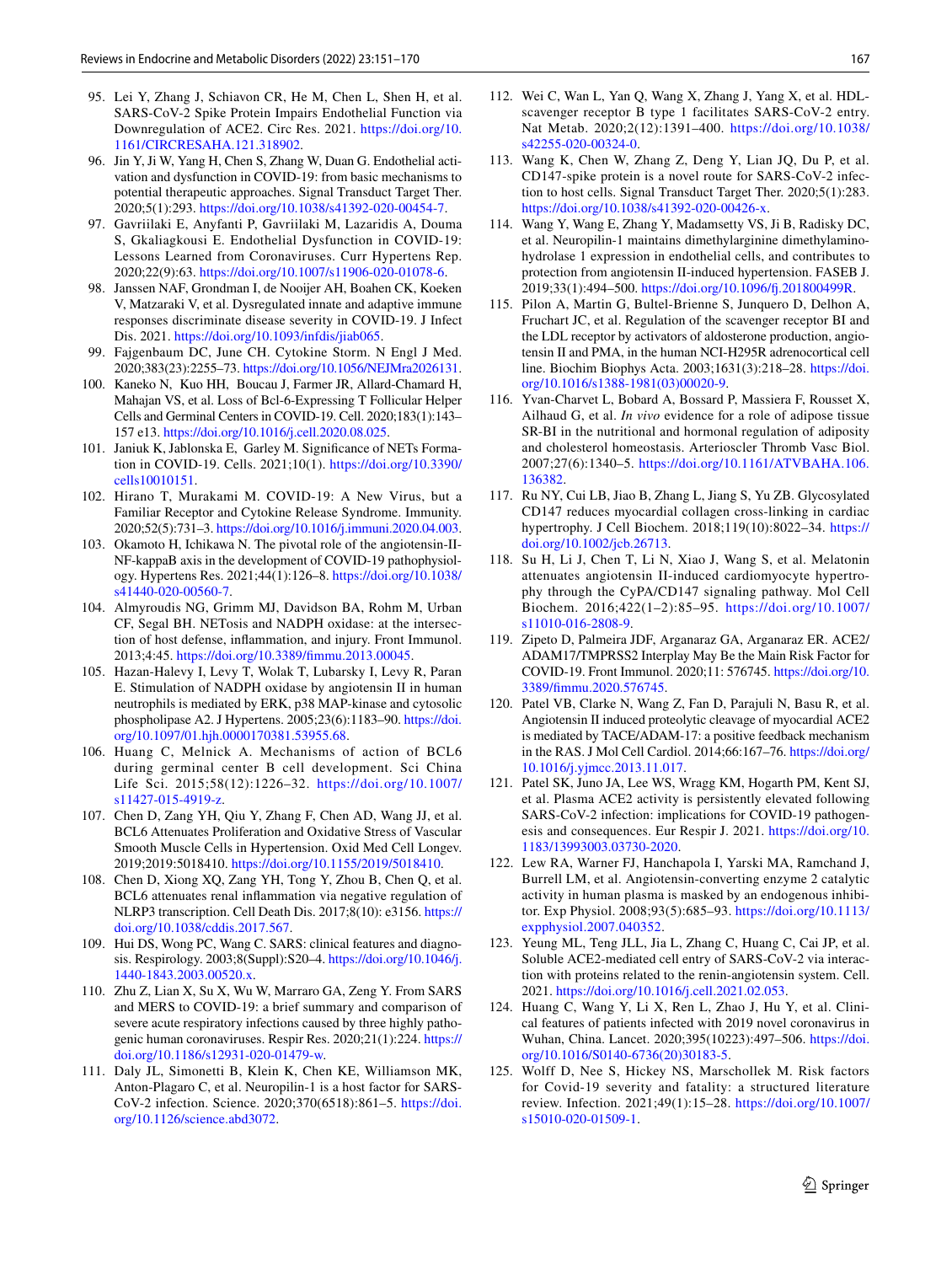95. Lei Y, Zhang J, Schiavon CR, He M, Chen L, Shen H, et al. SARS-CoV-2 Spike Protein Impairs Endothelial Function via Downregulation of ACE2. Circ Res. 2021. https://doi.org/10.1161/CIRCRESAHA.121.318902.
96. Jin Y, Ji W, Yang H, Chen S, Zhang W, Duan G. Endothelial activation and dysfunction in COVID-19: from basic mechanisms to potential therapeutic approaches. Signal Transduct Target Ther. 2020;5(1):293. https://doi.org/10.1038/s41392-020-00454-7.
97. Gavriilaki E, Anyfanti P, Gavriilaki M, Lazaridis A, Douma S, Gkaliagkousi E. Endothelial Dysfunction in COVID-19: Lessons Learned from Coronaviruses. Curr Hypertens Rep. 2020;22(9):63. https://doi.org/10.1007/s11906-020-01078-6.
98. Janssen NAF, Grondman I, de Nooijer AH, Boahen CK, Koeken V, Matzaraki V, et al. Dysregulated innate and adaptive immune responses discriminate disease severity in COVID-19. J Infect Dis. 2021. https://doi.org/10.1093/infdis/jiab065.
99. Fajgenbaum DC, June CH. Cytokine Storm. N Engl J Med. 2020;383(23):2255–73. https://doi.org/10.1056/NEJMra2026131.
100. Kaneko N, Kuo HH, Boucau J, Farmer JR, Allard-Chamard H, Mahajan VS, et al. Loss of Bcl-6-Expressing T Follicular Helper Cells and Germinal Centers in COVID-19. Cell. 2020;183(1):143–157 e13. https://doi.org/10.1016/j.cell.2020.08.025.
101. Janiuk K, Jablonska E, Garley M. Significance of NETs Formation in COVID-19. Cells. 2021;10(1). https://doi.org/10.3390/cells10010151.
102. Hirano T, Murakami M. COVID-19: A New Virus, but a Familiar Receptor and Cytokine Release Syndrome. Immunity. 2020;52(5):731–3. https://doi.org/10.1016/j.immuni.2020.04.003.
103. Okamoto H, Ichikawa N. The pivotal role of the angiotensin-II-NF-kappaB axis in the development of COVID-19 pathophysiology. Hypertens Res. 2021;44(1):126–8. https://doi.org/10.1038/s41440-020-00560-7.
104. Almyroudis NG, Grimm MJ, Davidson BA, Rohm M, Urban CF, Segal BH. NETosis and NADPH oxidase: at the intersection of host defense, inflammation, and injury. Front Immunol. 2013;4:45. https://doi.org/10.3389/fimmu.2013.00045.
105. Hazan-Halevy I, Levy T, Wolak T, Lubarsky I, Levy R, Paran E. Stimulation of NADPH oxidase by angiotensin II in human neutrophils is mediated by ERK, p38 MAP-kinase and cytosolic phospholipase A2. J Hypertens. 2005;23(6):1183–90. https://doi.org/10.1097/01.hjh.0000170381.53955.68.
106. Huang C, Melnick A. Mechanisms of action of BCL6 during germinal center B cell development. Sci China Life Sci. 2015;58(12):1226–32. https://doi.org/10.1007/s11427-015-4919-z.
107. Chen D, Zang YH, Qiu Y, Zhang F, Chen AD, Wang JJ, et al. BCL6 Attenuates Proliferation and Oxidative Stress of Vascular Smooth Muscle Cells in Hypertension. Oxid Med Cell Longev. 2019;2019:5018410. https://doi.org/10.1155/2019/5018410.
108. Chen D, Xiong XQ, Zang YH, Tong Y, Zhou B, Chen Q, et al. BCL6 attenuates renal inflammation via negative regulation of NLRP3 transcription. Cell Death Dis. 2017;8(10): e3156. https://doi.org/10.1038/cddis.2017.567.
109. Hui DS, Wong PC, Wang C. SARS: clinical features and diagnosis. Respirology. 2003;8(Suppl):S20–4. https://doi.org/10.1046/j.1440-1843.2003.00520.x.
110. Zhu Z, Lian X, Su X, Wu W, Marraro GA, Zeng Y. From SARS and MERS to COVID-19: a brief summary and comparison of severe acute respiratory infections caused by three highly pathogenic human coronaviruses. Respir Res. 2020;21(1):224. https://doi.org/10.1186/s12931-020-01479-w.
111. Daly JL, Simonetti B, Klein K, Chen KE, Williamson MK, Anton-Plagaro C, et al. Neuropilin-1 is a host factor for SARS-CoV-2 infection. Science. 2020;370(6518):861–5. https://doi.org/10.1126/science.abd3072.
112. Wei C, Wan L, Yan Q, Wang X, Zhang J, Yang X, et al. HDL-scavenger receptor B type 1 facilitates SARS-CoV-2 entry. Nat Metab. 2020;2(12):1391–400. https://doi.org/10.1038/s42255-020-00324-0.
113. Wang K, Chen W, Zhang Z, Deng Y, Lian JQ, Du P, et al. CD147-spike protein is a novel route for SARS-CoV-2 infection to host cells. Signal Transduct Target Ther. 2020;5(1):283. https://doi.org/10.1038/s41392-020-00426-x.
114. Wang Y, Wang E, Zhang Y, Madamsetty VS, Ji B, Radisky DC, et al. Neuropilin-1 maintains dimethylarginine dimethylaminohydrolase 1 expression in endothelial cells, and contributes to protection from angiotensin II-induced hypertension. FASEB J. 2019;33(1):494–500. https://doi.org/10.1096/fj.201800499R.
115. Pilon A, Martin G, Bultel-Brienne S, Junquero D, Delhon A, Fruchart JC, et al. Regulation of the scavenger receptor BI and the LDL receptor by activators of aldosterone production, angiotensin II and PMA, in the human NCI-H295R adrenocortical cell line. Biochim Biophys Acta. 2003;1631(3):218–28. https://doi.org/10.1016/s1388-1981(03)00020-9.
116. Yvan-Charvet L, Bobard A, Bossard P, Massiera F, Rousset X, Ailhaud G, et al. *In vivo* evidence for a role of adipose tissue SR-BI in the nutritional and hormonal regulation of adiposity and cholesterol homeostasis. Arterioscler Thromb Vasc Biol. 2007;27(6):1340–5. https://doi.org/10.1161/ATVBAHA.106.136382.
117. Ru NY, Cui LB, Jiao B, Zhang L, Jiang S, Yu ZB. Glycosylated CD147 reduces myocardial collagen cross-linking in cardiac hypertrophy. J Cell Biochem. 2018;119(10):8022–34. https://doi.org/10.1002/jcb.26713.
118. Su H, Li J, Chen T, Li N, Xiao J, Wang S, et al. Melatonin attenuates angiotensin II-induced cardiomyocyte hypertrophy through the CyPA/CD147 signaling pathway. Mol Cell Biochem. 2016;422(1–2):85–95. https://doi.org/10.1007/s11010-016-2808-9.
119. Zipeto D, Palmeira JDF, Arganaraz GA, Arganaraz ER. ACE2/ADAM17/TMPRSS2 Interplay May Be the Main Risk Factor for COVID-19. Front Immunol. 2020;11: 576745. https://doi.org/10.3389/fimmu.2020.576745.
120. Patel VB, Clarke N, Wang Z, Fan D, Parajuli N, Basu R, et al. Angiotensin II induced proteolytic cleavage of myocardial ACE2 is mediated by TACE/ADAM-17: a positive feedback mechanism in the RAS. J Mol Cell Cardiol. 2014;66:167–76. https://doi.org/10.1016/j.yjmcc.2013.11.017.
121. Patel SK, Juno JA, Lee WS, Wragg KM, Hogarth PM, Kent SJ, et al. Plasma ACE2 activity is persistently elevated following SARS-CoV-2 infection: implications for COVID-19 pathogenesis and consequences. Eur Respir J. 2021. https://doi.org/10.1183/13993003.03730-2020.
122. Lew RA, Warner FJ, Hanchapola I, Yarski MA, Ramchand J, Burrell LM, et al. Angiotensin-converting enzyme 2 catalytic activity in human plasma is masked by an endogenous inhibitor. Exp Physiol. 2008;93(5):685–93. https://doi.org/10.1113/expphysiol.2007.040352.
123. Yeung ML, Teng JLL, Jia L, Zhang C, Huang C, Cai JP, et al. Soluble ACE2-mediated cell entry of SARS-CoV-2 via interaction with proteins related to the renin-angiotensin system. Cell. 2021. https://doi.org/10.1016/j.cell.2021.02.053.
124. Huang C, Wang Y, Li X, Ren L, Zhao J, Hu Y, et al. Clinical features of patients infected with 2019 novel coronavirus in Wuhan, China. Lancet. 2020;395(10223):497–506. https://doi.org/10.1016/S0140-6736(20)30183-5.
125. Wolff D, Nee S, Hickey NS, Marschollek M. Risk factors for Covid-19 severity and fatality: a structured literature review. Infection. 2021;49(1):15–28. https://doi.org/10.1007/s15010-020-01509-1.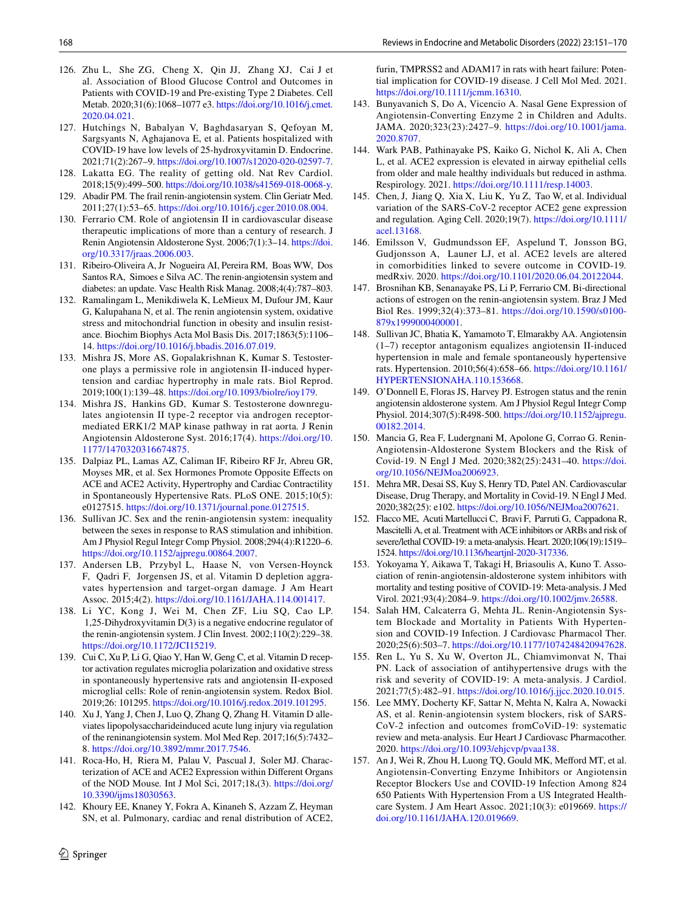126. Zhu L, She ZG, Cheng X, Qin JJ, Zhang XJ, Cai J et al. Association of Blood Glucose Control and Outcomes in Patients with COVID-19 and Pre-existing Type 2 Diabetes. Cell Metab. 2020;31(6):1068–1077 e3. https://doi.org/10.1016/j.cmet.2020.04.021.
127. Hutchings N, Babalyan V, Baghdasaryan S, Qefoyan M, Sargsyants N, Aghajanova E, et al. Patients hospitalized with COVID-19 have low levels of 25-hydroxyvitamin D. Endocrine. 2021;71(2):267–9. https://doi.org/10.1007/s12020-020-02597-7.
128. Lakatta EG. The reality of getting old. Nat Rev Cardiol. 2018;15(9):499–500. https://doi.org/10.1038/s41569-018-0068-y.
129. Abadir PM. The frail renin-angiotensin system. Clin Geriatr Med. 2011;27(1):53–65. https://doi.org/10.1016/j.cger.2010.08.004.
130. Ferrario CM. Role of angiotensin II in cardiovascular disease therapeutic implications of more than a century of research. J Renin Angiotensin Aldosterone Syst. 2006;7(1):3–14. https://doi.org/10.3317/jraas.2006.003.
131. Ribeiro-Oliveira A, Jr Nogueira AI, Pereira RM, Boas WW, Dos Santos RA, Simoes e Silva AC. The renin-angiotensin system and diabetes: an update. Vasc Health Risk Manag. 2008;4(4):787–803.
132. Ramalingam L, Menikdiwela K, LeMieux M, Dufour JM, Kaur G, Kalupahana N, et al. The renin angiotensin system, oxidative stress and mitochondrial function in obesity and insulin resistance. Biochim Biophys Acta Mol Basis Dis. 2017;1863(5):1106–14. https://doi.org/10.1016/j.bbadis.2016.07.019.
133. Mishra JS, More AS, Gopalakrishnan K, Kumar S. Testosterone plays a permissive role in angiotensin II-induced hypertension and cardiac hypertrophy in male rats. Biol Reprod. 2019;100(1):139–48. https://doi.org/10.1093/biolre/ioy179.
134. Mishra JS, Hankins GD, Kumar S. Testosterone downregulates angiotensin II type-2 receptor via androgen receptor-mediated ERK1/2 MAP kinase pathway in rat aorta. J Renin Angiotensin Aldosterone Syst. 2016;17(4). https://doi.org/10.1177/1470320316674875.
135. Dalpiaz PL, Lamas AZ, Caliman IF, Ribeiro RF Jr, Abreu GR, Moyses MR, et al. Sex Hormones Promote Opposite Effects on ACE and ACE2 Activity, Hypertrophy and Cardiac Contractility in Spontaneously Hypertensive Rats. PLoS ONE. 2015;10(5): e0127515. https://doi.org/10.1371/journal.pone.0127515.
136. Sullivan JC. Sex and the renin-angiotensin system: inequality between the sexes in response to RAS stimulation and inhibition. Am J Physiol Regul Integr Comp Physiol. 2008;294(4):R1220–6. https://doi.org/10.1152/ajpregu.00864.2007.
137. Andersen LB, Przybyl L, Haase N, von Versen-Hoynck F, Qadri F, Jorgensen JS, et al. Vitamin D depletion aggravates hypertension and target-organ damage. J Am Heart Assoc. 2015;4(2). https://doi.org/10.1161/JAHA.114.001417.
138. Li YC, Kong J, Wei M, Chen ZF, Liu SQ, Cao LP. 1,25-Dihydroxyvitamin D(3) is a negative endocrine regulator of the renin-angiotensin system. J Clin Invest. 2002;110(2):229–38. https://doi.org/10.1172/JCI15219.
139. Cui C, Xu P, Li G, Qiao Y, Han W, Geng C, et al. Vitamin D receptor activation regulates microglia polarization and oxidative stress in spontaneously hypertensive rats and angiotensin II-exposed microglial cells: Role of renin-angiotensin system. Redox Biol. 2019;26: 101295. https://doi.org/10.1016/j.redox.2019.101295.
140. Xu J, Yang J, Chen J, Luo Q, Zhang Q, Zhang H. Vitamin D alleviates lipopolysaccharideinduced acute lung injury via regulation of the reninangiotensin system. Mol Med Rep. 2017;16(5):7432–8. https://doi.org/10.3892/mmr.2017.7546.
141. Roca-Ho, H, Riera M, Palau V, Pascual J, Soler MJ. Characterization of ACE and ACE2 Expression within Different Organs of the NOD Mouse. Int J Mol Sci, 2017;18.(3). https://doi.org/10.3390/ijms18030563.
142. Khoury EE, Knaney Y, Fokra A, Kinaneh S, Azzam Z, Heyman SN, et al. Pulmonary, cardiac and renal distribution of ACE2, furin, TMPRSS2 and ADAM17 in rats with heart failure: Potential implication for COVID-19 disease. J Cell Mol Med. 2021. https://doi.org/10.1111/jcmm.16310.
143. Bunyavanich S, Do A, Vicencio A. Nasal Gene Expression of Angiotensin-Converting Enzyme 2 in Children and Adults. JAMA. 2020;323(23):2427–9. https://doi.org/10.1001/jama.2020.8707.
144. Wark PAB, Pathinayake PS, Kaiko G, Nichol K, Ali A, Chen L, et al. ACE2 expression is elevated in airway epithelial cells from older and male healthy individuals but reduced in asthma. Respirology. 2021. https://doi.org/10.1111/resp.14003.
145. Chen, J, Jiang Q, Xia X, Liu K, Yu Z, Tao W, et al. Individual variation of the SARS-CoV-2 receptor ACE2 gene expression and regulation. Aging Cell. 2020;19(7). https://doi.org/10.1111/acel.13168.
146. Emilsson V, Gudmundsson EF, Aspelund T, Jonsson BG, Gudjonsson A, Launer LJ, et al. ACE2 levels are altered in comorbidities linked to severe outcome in COVID-19. medRxiv. 2020. https://doi.org/10.1101/2020.06.04.20122044.
147. Brosnihan KB, Senanayake PS, Li P, Ferrario CM. Bi-directional actions of estrogen on the renin-angiotensin system. Braz J Med Biol Res. 1999;32(4):373–81. https://doi.org/10.1590/s0100-879x1999000400001.
148. Sullivan JC, Bhatia K, Yamamoto T, Elmarakby AA. Angiotensin (1–7) receptor antagonism equalizes angiotensin II-induced hypertension in male and female spontaneously hypertensive rats. Hypertension. 2010;56(4):658–66. https://doi.org/10.1161/HYPERTENSIONAHA.110.153668.
149. O'Donnell E, Floras JS, Harvey PJ. Estrogen status and the renin angiotensin aldosterone system. Am J Physiol Regul Integr Comp Physiol. 2014;307(5):R498-500. https://doi.org/10.1152/ajpregu.00182.2014.
150. Mancia G, Rea F, Ludergnani M, Apolone G, Corrao G. Renin-Angiotensin-Aldosterone System Blockers and the Risk of Covid-19. N Engl J Med. 2020;382(25):2431–40. https://doi.org/10.1056/NEJMoa2006923.
151. Mehra MR, Desai SS, Kuy S, Henry TD, Patel AN. Cardiovascular Disease, Drug Therapy, and Mortality in Covid-19. N Engl J Med. 2020;382(25): e102. https://doi.org/10.1056/NEJMoa2007621.
152. Flacco ME, Acuti Martellucci C, Bravi F, Parruti G, Cappadona R, Mascitelli A, et al. Treatment with ACE inhibitors or ARBs and risk of severe/lethal COVID-19: a meta-analysis. Heart. 2020;106(19):1519–1524. https://doi.org/10.1136/heartjnl-2020-317336.
153. Yokoyama Y, Aikawa T, Takagi H, Briasoulis A, Kuno T. Association of renin-angiotensin-aldosterone system inhibitors with mortality and testing positive of COVID-19: Meta-analysis. J Med Virol. 2021;93(4):2084–9. https://doi.org/10.1002/jmv.26588.
154. Salah HM, Calcaterra G, Mehta JL. Renin-Angiotensin System Blockade and Mortality in Patients With Hypertension and COVID-19 Infection. J Cardiovasc Pharmacol Ther. 2020;25(6):503–7. https://doi.org/10.1177/1074248420947628.
155. Ren L, Yu S, Xu W, Overton JL, Chiamvimonvat N, Thai PN. Lack of association of antihypertensive drugs with the risk and severity of COVID-19: A meta-analysis. J Cardiol. 2021;77(5):482–91. https://doi.org/10.1016/j.jjcc.2020.10.015.
156. Lee MMY, Docherty KF, Sattar N, Mehta N, Kalra A, Nowacki AS, et al. Renin-angiotensin system blockers, risk of SARS-CoV-2 infection and outcomes fromCoViD-19: systematic review and meta-analysis. Eur Heart J Cardiovasc Pharmacother. 2020. https://doi.org/10.1093/ehjcvp/pvaa138.
157. An J, Wei R, Zhou H, Luong TQ, Gould MK, Mefford MT, et al. Angiotensin-Converting Enzyme Inhibitors or Angiotensin Receptor Blockers Use and COVID-19 Infection Among 824 650 Patients With Hypertension From a US Integrated Healthcare System. J Am Heart Assoc. 2021;10(3): e019669. https://doi.org/10.1161/JAHA.120.019669.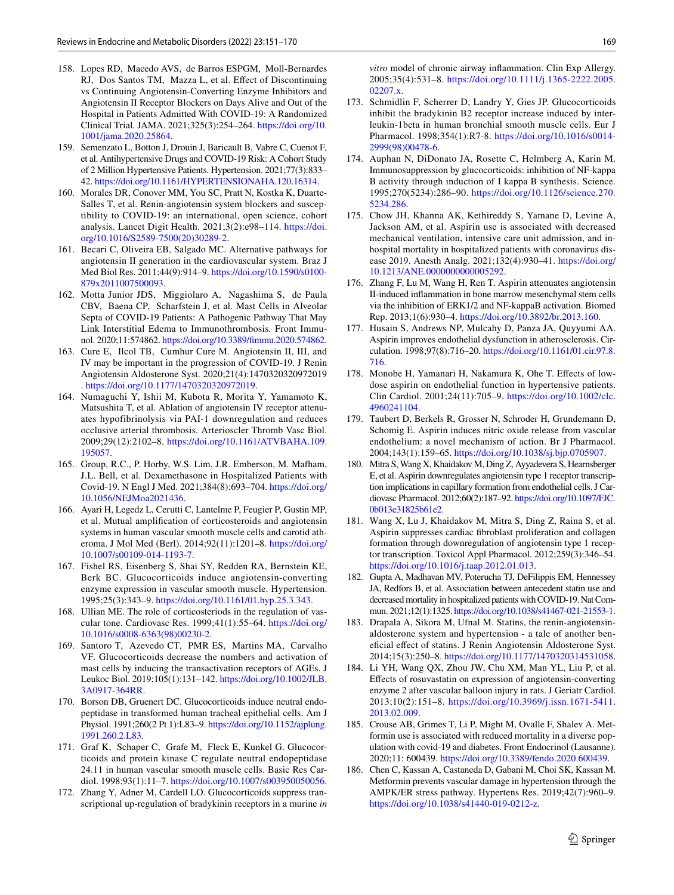158. Lopes RD, Macedo AVS, de Barros ESPGM, Moll-Bernardes RJ, Dos Santos TM, Mazza L, et al. Effect of Discontinuing vs Continuing Angiotensin-Converting Enzyme Inhibitors and Angiotensin II Receptor Blockers on Days Alive and Out of the Hospital in Patients Admitted With COVID-19: A Randomized Clinical Trial. JAMA. 2021;325(3):254–264. https://doi.org/10.1001/jama.2020.25864.
159. Semenzato L, Botton J, Drouin J, Baricault B, Vabre C, Cuenot F, et al. Antihypertensive Drugs and COVID-19 Risk: A Cohort Study of 2 Million Hypertensive Patients. Hypertension. 2021;77(3):833–42. https://doi.org/10.1161/HYPERTENSIONAHA.120.16314.
160. Morales DR, Conover MM, You SC, Pratt N, Kostka K, Duarte-Salles T, et al. Renin-angiotensin system blockers and susceptibility to COVID-19: an international, open science, cohort analysis. Lancet Digit Health. 2021;3(2):e98–114. https://doi.org/10.1016/S2589-7500(20)30289-2.
161. Becari C, Oliveira EB, Salgado MC. Alternative pathways for angiotensin II generation in the cardiovascular system. Braz J Med Biol Res. 2011;44(9):914–9. https://doi.org/10.1590/s0100-879x2011007500093.
162. Motta Junior JDS, Miggiolaro A, Nagashima S, de Paula CBV, Baena CP, Scharfstein J, et al. Mast Cells in Alveolar Septa of COVID-19 Patients: A Pathogenic Pathway That May Link Interstitial Edema to Immunothrombosis. Front Immunol. 2020;11:574862. https://doi.org/10.3389/fimmu.2020.574862.
163. Cure E, Ilcol TB, Cumhur Cure M. Angiotensin II, III, and IV may be important in the progression of COVID-19. J Renin Angiotensin Aldosterone Syst. 2020;21(4):1470320320972019. https://doi.org/10.1177/1470320320972019.
164. Numaguchi Y, Ishii M, Kubota R, Morita Y, Yamamoto K, Matsushita T, et al. Ablation of angiotensin IV receptor attenuates hypofibrinolysis via PAI-1 downregulation and reduces occlusive arterial thrombosis. Arterioscler Thromb Vasc Biol. 2009;29(12):2102–8. https://doi.org/10.1161/ATVBAHA.109.195057.
165. Group, R.C., P. Horby, W.S. Lim, J.R. Emberson, M. Mafham, J.L. Bell, et al. Dexamethasone in Hospitalized Patients with Covid-19. N Engl J Med. 2021;384(8):693–704. https://doi.org/10.1056/NEJMoa2021436.
166. Ayari H, Legedz L, Cerutti C, Lantelme P, Feugier P, Gustin MP, et al. Mutual amplification of corticosteroids and angiotensin systems in human vascular smooth muscle cells and carotid atheroma. J Mol Med (Berl). 2014;92(11):1201–8. https://doi.org/10.1007/s00109-014-1193-7.
167. Fishel RS, Eisenberg S, Shai SY, Redden RA, Bernstein KE, Berk BC. Glucocorticoids induce angiotensin-converting enzyme expression in vascular smooth muscle. Hypertension. 1995;25(3):343–9. https://doi.org/10.1161/01.hyp.25.3.343.
168. Ullian ME. The role of corticosteriods in the regulation of vascular tone. Cardiovasc Res. 1999;41(1):55–64. https://doi.org/10.1016/s0008-6363(98)00230-2.
169. Santoro T, Azevedo CT, PMR ES, Martins MA, Carvalho VF. Glucocorticoids decrease the numbers and activation of mast cells by inducing the transactivation receptors of AGEs. J Leukoc Biol. 2019;105(1):131–142. https://doi.org/10.1002/JLB.3A0917-364RR.
170. Borson DB, Gruenert DC. Glucocorticoids induce neutral endopeptidase in transformed human tracheal epithelial cells. Am J Physiol. 1991;260(2 Pt 1):L83–9. https://doi.org/10.1152/ajplung.1991.260.2.L83.
171. Graf K, Schaper C, Grafe M, Fleck E, Kunkel G. Glucocorticoids and protein kinase C regulate neutral endopeptidase 24.11 in human vascular smooth muscle cells. Basic Res Cardiol. 1998;93(1):11–7. https://doi.org/10.1007/s003950050056.
172. Zhang Y, Adner M, Cardell LO. Glucocorticoids suppress transcriptional up-regulation of bradykinin receptors in a murine *in vitro* model of chronic airway inflammation. Clin Exp Allergy. 2005;35(4):531–8. https://doi.org/10.1111/j.1365-2222.2005.02207.x.
173. Schmidlin F, Scherrer D, Landry Y, Gies JP. Glucocorticoids inhibit the bradykinin B2 receptor increase induced by interleukin-1beta in human bronchial smooth muscle cells. Eur J Pharmacol. 1998;354(1):R7-8. https://doi.org/10.1016/s0014-2999(98)00478-6.
174. Auphan N, DiDonato JA, Rosette C, Helmberg A, Karin M. Immunosuppression by glucocorticoids: inhibition of NF-kappa B activity through induction of I kappa B synthesis. Science. 1995;270(5234):286–90. https://doi.org/10.1126/science.270.5234.286.
175. Chow JH, Khanna AK, Kethireddy S, Yamane D, Levine A, Jackson AM, et al. Aspirin use is associated with decreased mechanical ventilation, intensive care unit admission, and in-hospital mortality in hospitalized patients with coronavirus disease 2019. Anesth Analg. 2021;132(4):930–41. https://doi.org/10.1213/ANE.0000000000005292.
176. Zhang F, Lu M, Wang H, Ren T. Aspirin attenuates angiotensin II-induced inflammation in bone marrow mesenchymal stem cells via the inhibition of ERK1/2 and NF-kappaB activation. Biomed Rep. 2013;1(6):930–4. https://doi.org/10.3892/br.2013.160.
177. Husain S, Andrews NP, Mulcahy D, Panza JA, Quyyumi AA. Aspirin improves endothelial dysfunction in atherosclerosis. Circulation. 1998;97(8):716–20. https://doi.org/10.1161/01.cir.97.8.716.
178. Monobe H, Yamanari H, Nakamura K, Ohe T. Effects of low-dose aspirin on endothelial function in hypertensive patients. Clin Cardiol. 2001;24(11):705–9. https://doi.org/10.1002/clc.4960241104.
179. Taubert D, Berkels R, Grosser N, Schroder H, Grundemann D, Schomig E. Aspirin induces nitric oxide release from vascular endothelium: a novel mechanism of action. Br J Pharmacol. 2004;143(1):159–65. https://doi.org/10.1038/sj.bjp.0705907.
180. Mitra S, Wang X, Khaidakov M, Ding Z, Ayyadevera S, Hearnsberger E, et al. Aspirin downregulates angiotensin type 1 receptor transcription implications in capillary formation from endothelial cells. J Cardiovasc Pharmacol. 2012;60(2):187–92. https://doi.org/10.1097/FJC.0b013e31825b61e2.
181. Wang X, Lu J, Khaidakov M, Mitra S, Ding Z, Raina S, et al. Aspirin suppresses cardiac fibroblast proliferation and collagen formation through downregulation of angiotensin type 1 receptor transcription. Toxicol Appl Pharmacol. 2012;259(3):346–54. https://doi.org/10.1016/j.taap.2012.01.013.
182. Gupta A, Madhavan MV, Poterucha TJ, DeFilippis EM, Hennessey JA, Redfors B, et al. Association between antecedent statin use and decreased mortality in hospitalized patients with COVID-19. Nat Commun. 2021;12(1):1325. https://doi.org/10.1038/s41467-021-21553-1.
183. Drapala A, Sikora M, Ufnal M. Statins, the renin-angiotensin-aldosterone system and hypertension - a tale of another beneficial effect of statins. J Renin Angiotensin Aldosterone Syst. 2014;15(3):250–8. https://doi.org/10.1177/1470320314531058.
184. Li YH, Wang QX, Zhou JW, Chu XM, Man YL, Liu P, et al. Effects of rosuvastatin on expression of angiotensin-converting enzyme 2 after vascular balloon injury in rats. J Geriatr Cardiol. 2013;10(2):151–8. https://doi.org/10.3969/j.issn.1671-5411.2013.02.009.
185. Crouse AB, Grimes T, Li P, Might M, Ovalle F, Shalev A. Metformin use is associated with reduced mortality in a diverse population with covid-19 and diabetes. Front Endocrinol (Lausanne). 2020;11: 600439. https://doi.org/10.3389/fendo.2020.600439.
186. Chen C, Kassan A, Castaneda D, Gabani M, Choi SK, Kassan M. Metformin prevents vascular damage in hypertension through the AMPK/ER stress pathway. Hypertens Res. 2019;42(7):960–9. https://doi.org/10.1038/s41440-019-0212-z.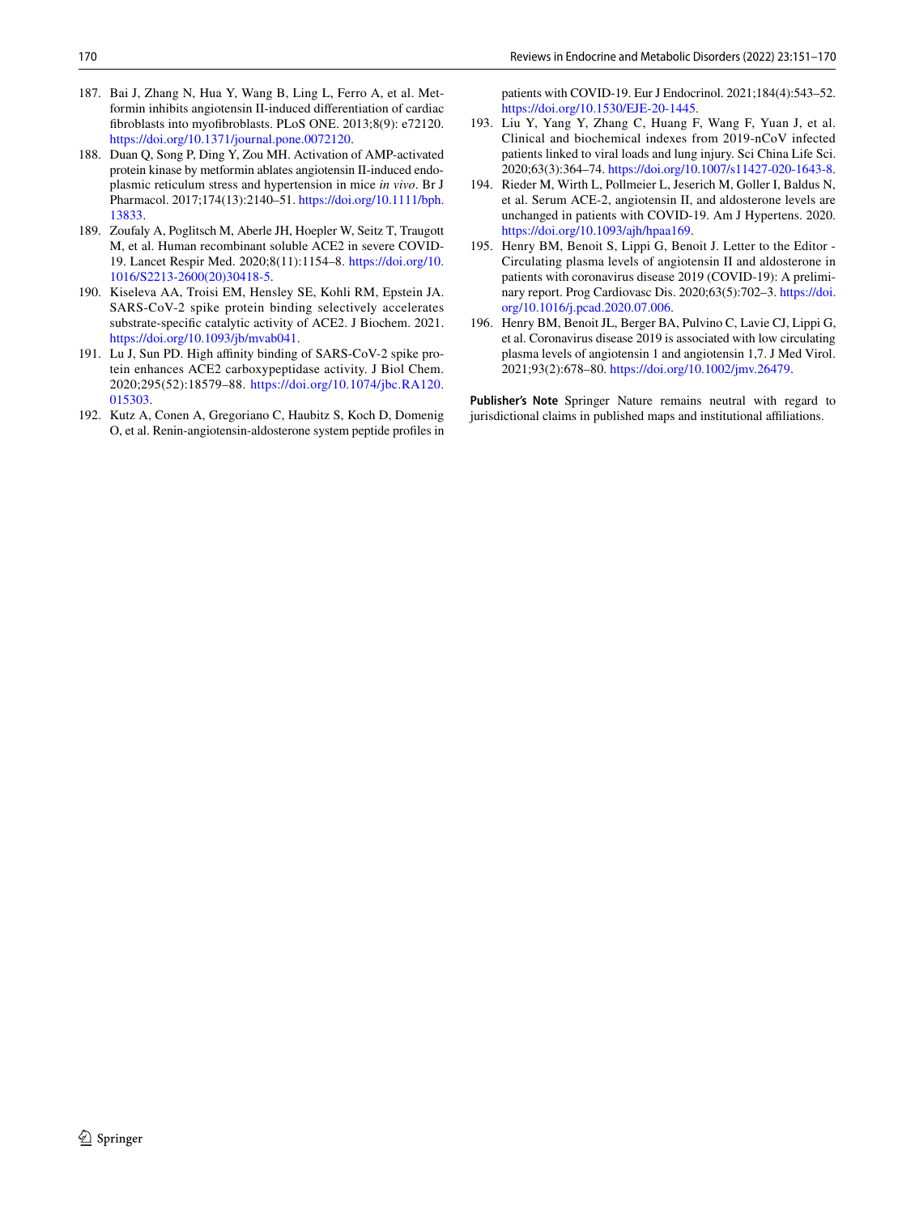187. Bai J, Zhang N, Hua Y, Wang B, Ling L, Ferro A, et al. Metformin inhibits angiotensin II-induced differentiation of cardiac fibroblasts into myofibroblasts. PLoS ONE. 2013;8(9): e72120. https://doi.org/10.1371/journal.pone.0072120.
188. Duan Q, Song P, Ding Y, Zou MH. Activation of AMP-activated protein kinase by metformin ablates angiotensin II-induced endoplasmic reticulum stress and hypertension in mice *in vivo*. Br J Pharmacol. 2017;174(13):2140–51. https://doi.org/10.1111/bph.13833.
189. Zoufaly A, Poglitsch M, Aberle JH, Hoepler W, Seitz T, Traugott M, et al. Human recombinant soluble ACE2 in severe COVID-19. Lancet Respir Med. 2020;8(11):1154–8. https://doi.org/10.1016/S2213-2600(20)30418-5.
190. Kiseleva AA, Troisi EM, Hensley SE, Kohli RM, Epstein JA. SARS-CoV-2 spike protein binding selectively accelerates substrate-specific catalytic activity of ACE2. J Biochem. 2021. https://doi.org/10.1093/jb/mvab041.
191. Lu J, Sun PD. High affinity binding of SARS-CoV-2 spike protein enhances ACE2 carboxypeptidase activity. J Biol Chem. 2020;295(52):18579–88. https://doi.org/10.1074/jbc.RA120.015303.
192. Kutz A, Conen A, Gregoriano C, Haubitz S, Koch D, Domenig O, et al. Renin-angiotensin-aldosterone system peptide profiles in patients with COVID-19. Eur J Endocrinol. 2021;184(4):543–52. https://doi.org/10.1530/EJE-20-1445.
193. Liu Y, Yang Y, Zhang C, Huang F, Wang F, Yuan J, et al. Clinical and biochemical indexes from 2019-nCoV infected patients linked to viral loads and lung injury. Sci China Life Sci. 2020;63(3):364–74. https://doi.org/10.1007/s11427-020-1643-8.
194. Rieder M, Wirth L, Pollmeier L, Jeserich M, Goller I, Baldus N, et al. Serum ACE-2, angiotensin II, and aldosterone levels are unchanged in patients with COVID-19. Am J Hypertens. 2020. https://doi.org/10.1093/ajh/hpaa169.
195. Henry BM, Benoit S, Lippi G, Benoit J. Letter to the Editor - Circulating plasma levels of angiotensin II and aldosterone in patients with coronavirus disease 2019 (COVID-19): A preliminary report. Prog Cardiovasc Dis. 2020;63(5):702–3. https://doi.org/10.1016/j.pcad.2020.07.006.
196. Henry BM, Benoit JL, Berger BA, Pulvino C, Lavie CJ, Lippi G, et al. Coronavirus disease 2019 is associated with low circulating plasma levels of angiotensin 1 and angiotensin 1,7. J Med Virol. 2021;93(2):678–80. https://doi.org/10.1002/jmv.26479.

**Publisher's Note** Springer Nature remains neutral with regard to jurisdictional claims in published maps and institutional affiliations.